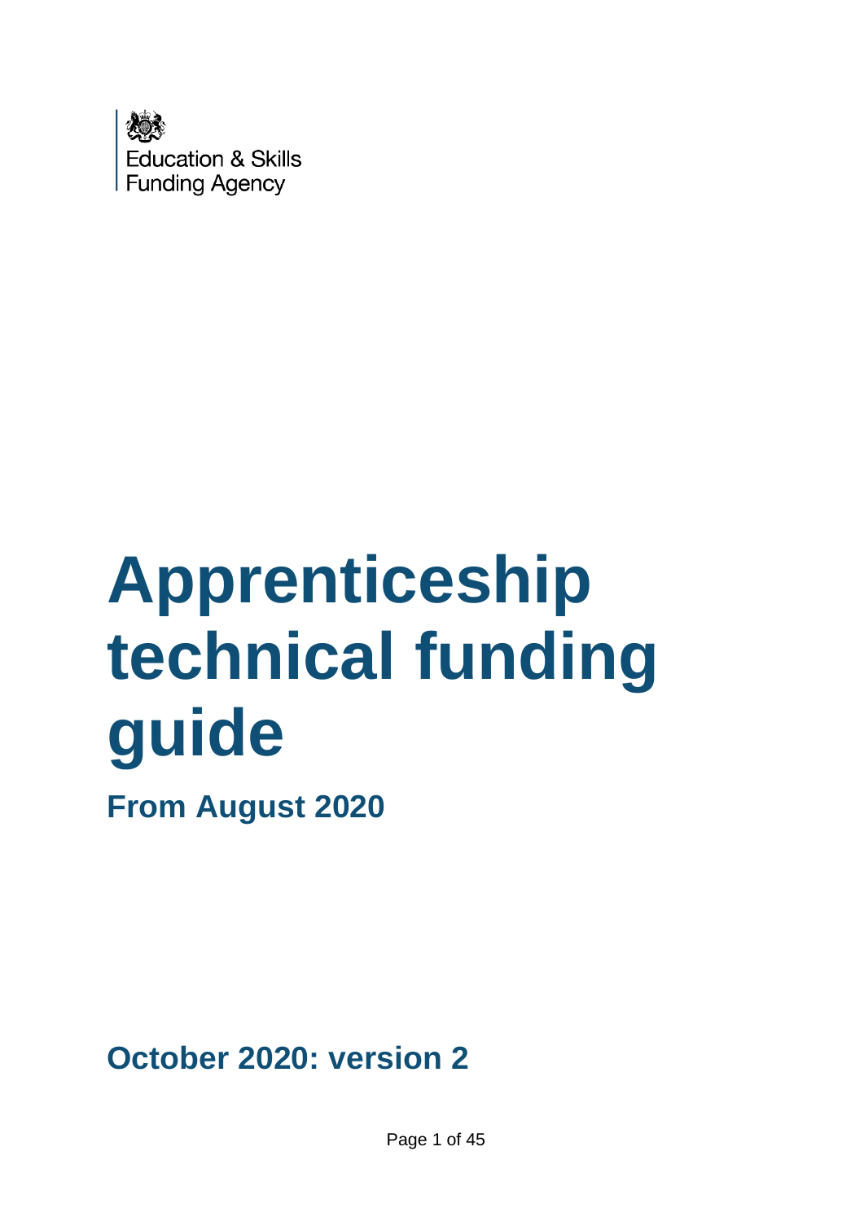Education & Skills
Funding Agency

# Apprenticeship technical funding guide

## From August 2020

## October 2020: version 2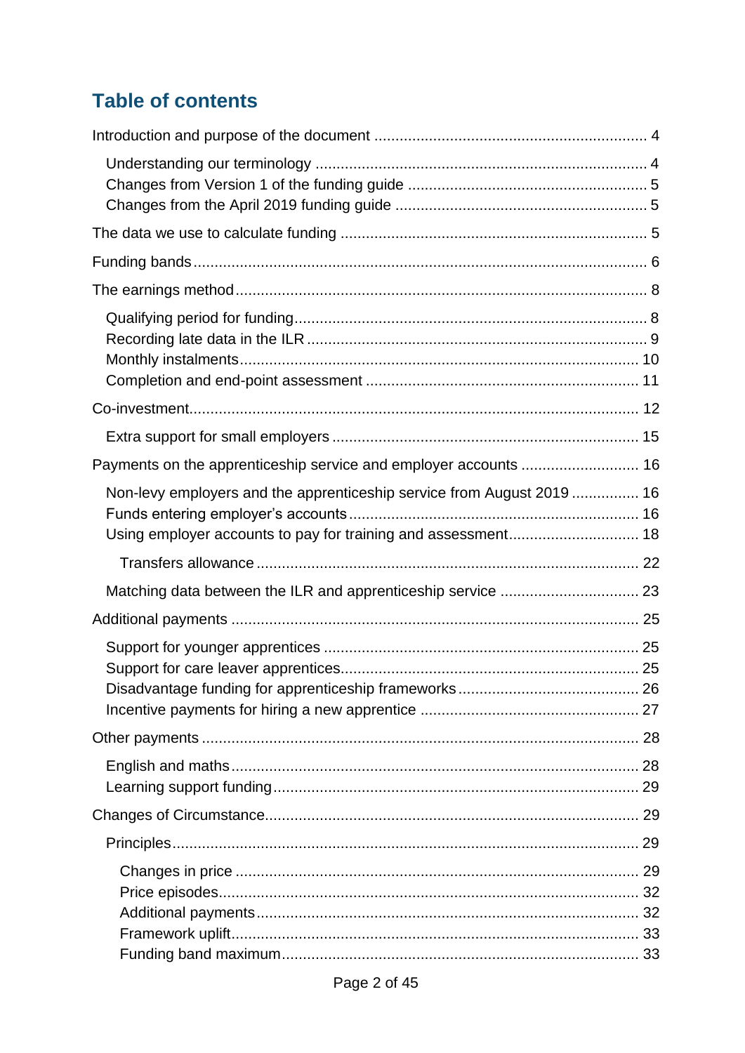## Table of contents

Introduction and purpose of the document ................................................................ 4

- Understanding our terminology .............................................................................. 4
- Changes from Version 1 of the funding guide ........................................................ 5
- Changes from the April 2019 funding guide ........................................................... 5

The data we use to calculate funding ........................................................................ 5

Funding bands............................................................................................................ 6

The earnings method ................................................................................................. 8

- Qualifying period for funding................................................................................... 8
- Recording late data in the ILR ................................................................................ 9
- Monthly instalments.............................................................................................. 10
- Completion and end-point assessment ................................................................ 11

Co-investment.......................................................................................................... 12

- Extra support for small employers ........................................................................ 15

Payments on the apprenticeship service and employer accounts ............................ 16

- Non-levy employers and the apprenticeship service from August 2019 ............... 16
- Funds entering employer’s accounts .................................................................... 16
- Using employer accounts to pay for training and assessment............................... 18
  - Transfers allowance .......................................................................................... 22
- Matching data between the ILR and apprenticeship service ................................. 23

Additional payments ................................................................................................ 25

- Support for younger apprentices .......................................................................... 25
- Support for care leaver apprentices...................................................................... 25
- Disadvantage funding for apprenticeship frameworks........................................... 26
- Incentive payments for hiring a new apprentice ................................................... 27

Other payments ....................................................................................................... 28

- English and maths................................................................................................ 28
- Learning support funding...................................................................................... 29

Changes of Circumstance........................................................................................ 29

- Principles.............................................................................................................. 29
  - Changes in price ............................................................................................... 29
  - Price episodes................................................................................................... 32
  - Additional payments.......................................................................................... 32
  - Framework uplift................................................................................................ 33
  - Funding band maximum.................................................................................... 33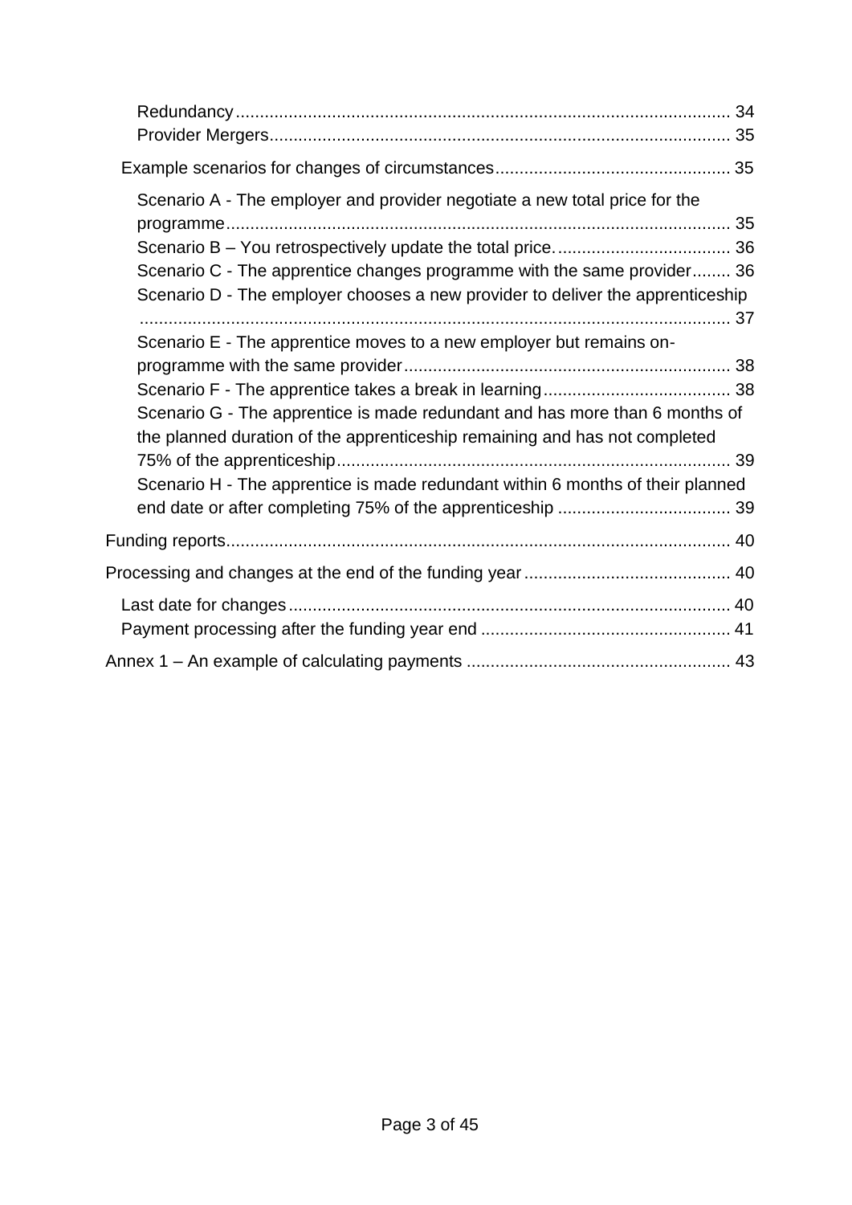Redundancy ..................................................................................................... 34
Provider Mergers .............................................................................................. 35

Example scenarios for changes of circumstances ................................................ 35

Scenario A - The employer and provider negotiate a new total price for the programme ....................................................................................................... 35
Scenario B – You retrospectively update the total price. .................................... 36
Scenario C - The apprentice changes programme with the same provider ........ 36
Scenario D - The employer chooses a new provider to deliver the apprenticeship .......................................................................................................................... 37
Scenario E - The apprentice moves to a new employer but remains on-programme with the same provider ................................................................... 38
Scenario F - The apprentice takes a break in learning ...................................... 38
Scenario G - The apprentice is made redundant and has more than 6 months of the planned duration of the apprenticeship remaining and has not completed 75% of the apprenticeship ................................................................................. 39
Scenario H - The apprentice is made redundant within 6 months of their planned end date or after completing 75% of the apprenticeship .................................... 39

Funding reports ....................................................................................................... 40

Processing and changes at the end of the funding year ........................................... 40

Last date for changes ........................................................................................... 40
Payment processing after the funding year end .................................................... 41

Annex 1 – An example of calculating payments ...................................................... 43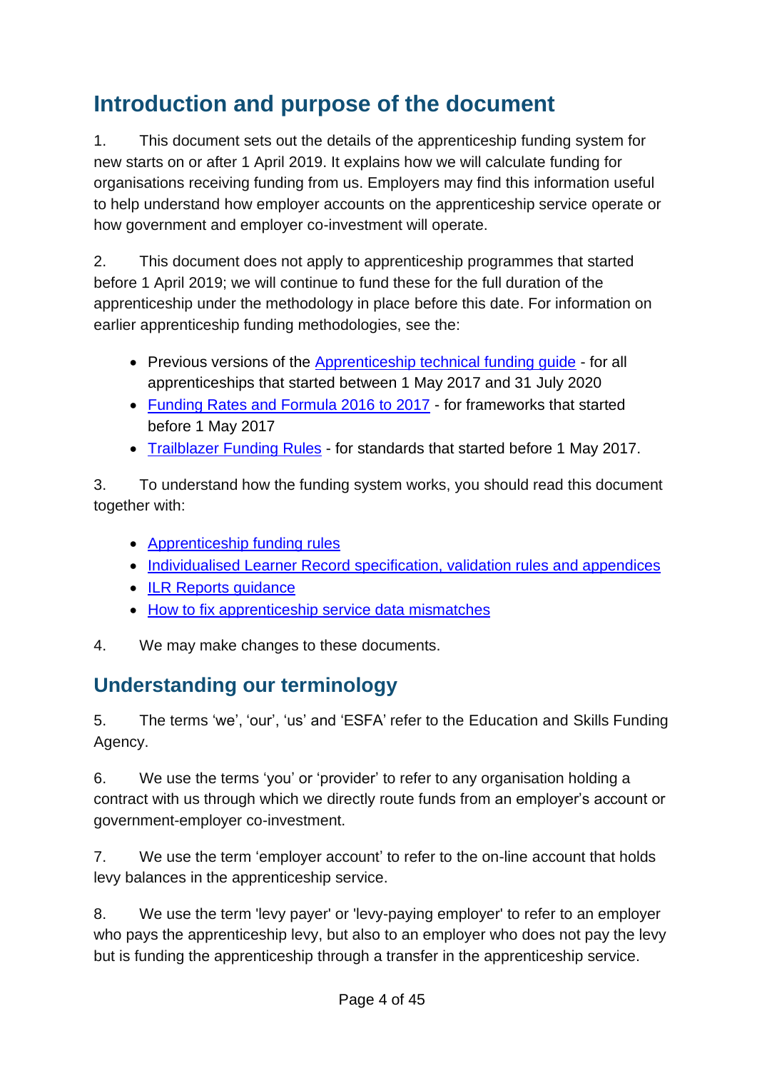## Introduction and purpose of the document

1. This document sets out the details of the apprenticeship funding system for new starts on or after 1 April 2019. It explains how we will calculate funding for organisations receiving funding from us. Employers may find this information useful to help understand how employer accounts on the apprenticeship service operate or how government and employer co-investment will operate.

2. This document does not apply to apprenticeship programmes that started before 1 April 2019; we will continue to fund these for the full duration of the apprenticeship under the methodology in place before this date. For information on earlier apprenticeship funding methodologies, see the:

- Previous versions of the Apprenticeship technical funding guide - for all apprenticeships that started between 1 May 2017 and 31 July 2020
- Funding Rates and Formula 2016 to 2017 - for frameworks that started before 1 May 2017
- Trailblazer Funding Rules - for standards that started before 1 May 2017.

3. To understand how the funding system works, you should read this document together with:

- Apprenticeship funding rules
- Individualised Learner Record specification, validation rules and appendices
- ILR Reports guidance
- How to fix apprenticeship service data mismatches

4. We may make changes to these documents.

## Understanding our terminology

5. The terms 'we', 'our', 'us' and 'ESFA' refer to the Education and Skills Funding Agency.

6. We use the terms 'you' or 'provider' to refer to any organisation holding a contract with us through which we directly route funds from an employer's account or government-employer co-investment.

7. We use the term 'employer account' to refer to the on-line account that holds levy balances in the apprenticeship service.

8. We use the term 'levy payer' or 'levy-paying employer' to refer to an employer who pays the apprenticeship levy, but also to an employer who does not pay the levy but is funding the apprenticeship through a transfer in the apprenticeship service.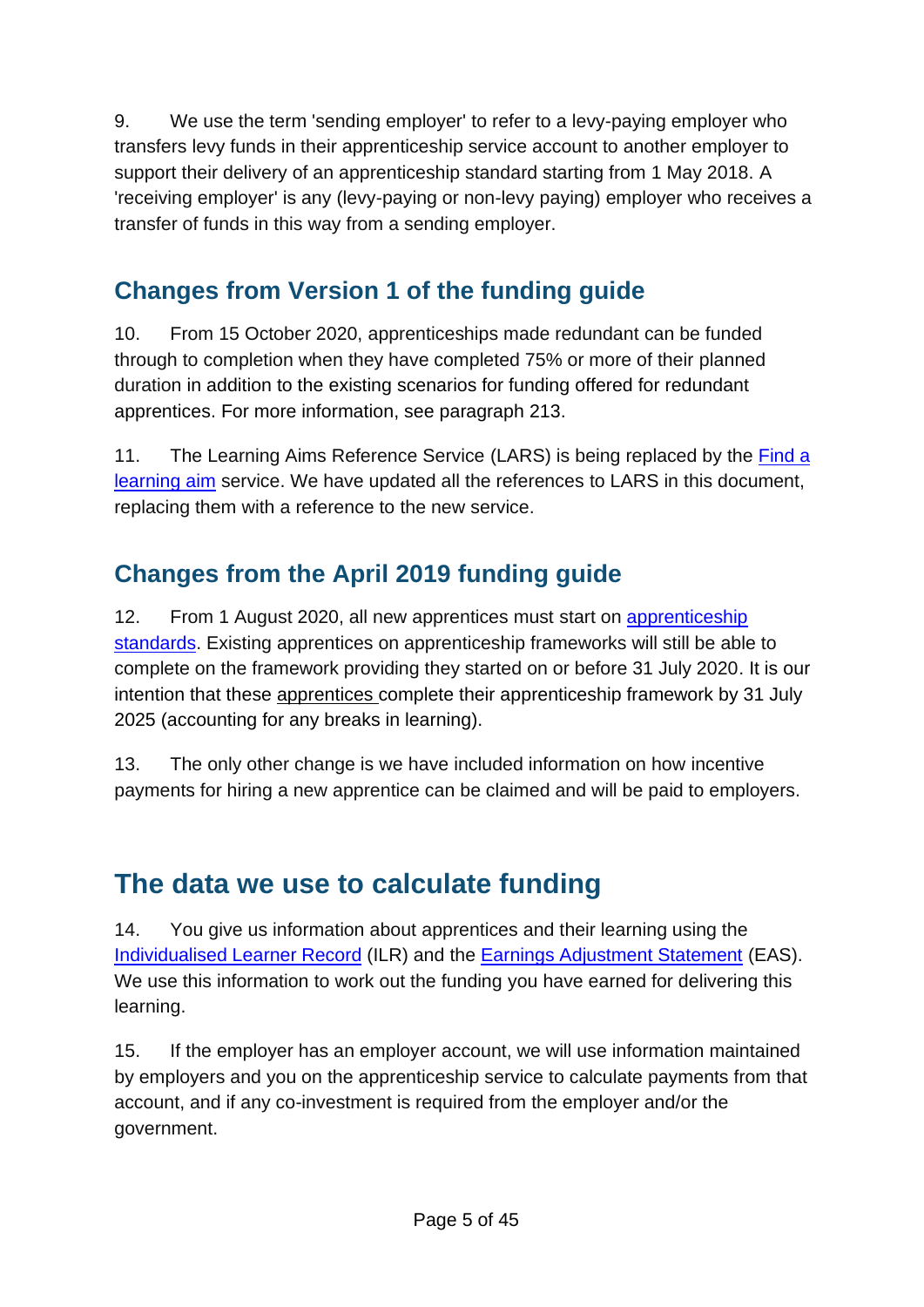9. We use the term 'sending employer' to refer to a levy-paying employer who transfers levy funds in their apprenticeship service account to another employer to support their delivery of an apprenticeship standard starting from 1 May 2018. A 'receiving employer' is any (levy-paying or non-levy paying) employer who receives a transfer of funds in this way from a sending employer.

## Changes from Version 1 of the funding guide

10. From 15 October 2020, apprenticeships made redundant can be funded through to completion when they have completed 75% or more of their planned duration in addition to the existing scenarios for funding offered for redundant apprentices. For more information, see paragraph 213.

11. The Learning Aims Reference Service (LARS) is being replaced by the Find a learning aim service. We have updated all the references to LARS in this document, replacing them with a reference to the new service.

## Changes from the April 2019 funding guide

12. From 1 August 2020, all new apprentices must start on apprenticeship standards. Existing apprentices on apprenticeship frameworks will still be able to complete on the framework providing they started on or before 31 July 2020. It is our intention that these apprentices complete their apprenticeship framework by 31 July 2025 (accounting for any breaks in learning).

13. The only other change is we have included information on how incentive payments for hiring a new apprentice can be claimed and will be paid to employers.

# The data we use to calculate funding

14. You give us information about apprentices and their learning using the Individualised Learner Record (ILR) and the Earnings Adjustment Statement (EAS). We use this information to work out the funding you have earned for delivering this learning.

15. If the employer has an employer account, we will use information maintained by employers and you on the apprenticeship service to calculate payments from that account, and if any co-investment is required from the employer and/or the government.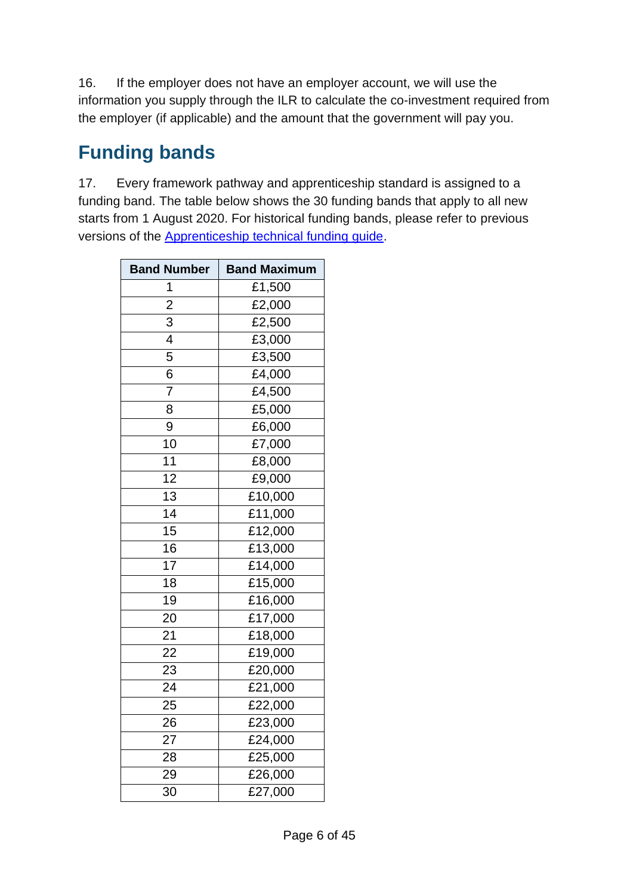16. If the employer does not have an employer account, we will use the information you supply through the ILR to calculate the co-investment required from the employer (if applicable) and the amount that the government will pay you.

## Funding bands

17. Every framework pathway and apprenticeship standard is assigned to a funding band. The table below shows the 30 funding bands that apply to all new starts from 1 August 2020. For historical funding bands, please refer to previous versions of the [Apprenticeship technical funding guide](#).

| Band Number | Band Maximum |
|---|---|
| 1 | £1,500 |
| 2 | £2,000 |
| 3 | £2,500 |
| 4 | £3,000 |
| 5 | £3,500 |
| 6 | £4,000 |
| 7 | £4,500 |
| 8 | £5,000 |
| 9 | £6,000 |
| 10 | £7,000 |
| 11 | £8,000 |
| 12 | £9,000 |
| 13 | £10,000 |
| 14 | £11,000 |
| 15 | £12,000 |
| 16 | £13,000 |
| 17 | £14,000 |
| 18 | £15,000 |
| 19 | £16,000 |
| 20 | £17,000 |
| 21 | £18,000 |
| 22 | £19,000 |
| 23 | £20,000 |
| 24 | £21,000 |
| 25 | £22,000 |
| 26 | £23,000 |
| 27 | £24,000 |
| 28 | £25,000 |
| 29 | £26,000 |
| 30 | £27,000 |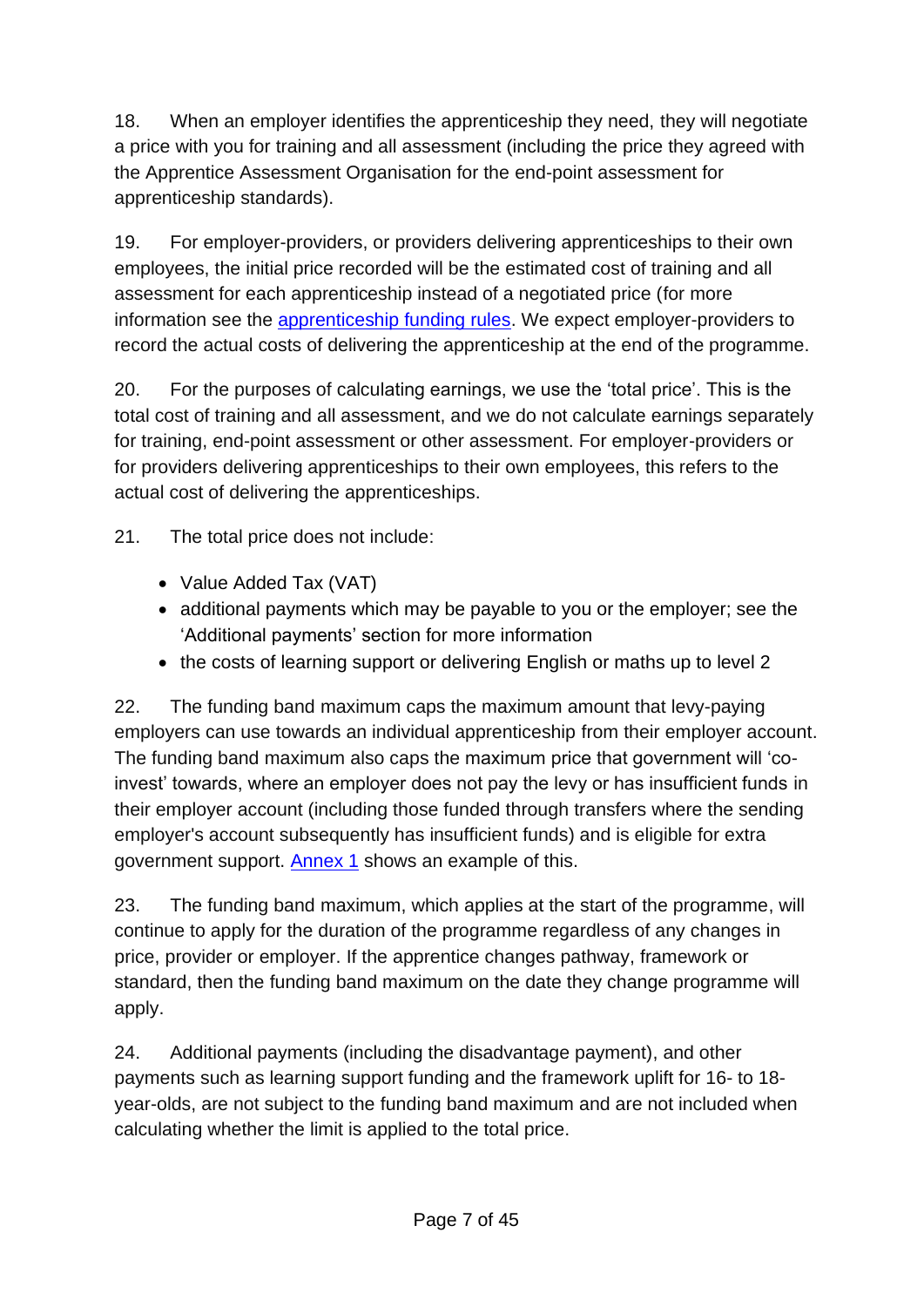18. When an employer identifies the apprenticeship they need, they will negotiate a price with you for training and all assessment (including the price they agreed with the Apprentice Assessment Organisation for the end-point assessment for apprenticeship standards).

19. For employer-providers, or providers delivering apprenticeships to their own employees, the initial price recorded will be the estimated cost of training and all assessment for each apprenticeship instead of a negotiated price (for more information see the [apprenticeship funding rules](). We expect employer-providers to record the actual costs of delivering the apprenticeship at the end of the programme.

20. For the purposes of calculating earnings, we use the 'total price'. This is the total cost of training and all assessment, and we do not calculate earnings separately for training, end-point assessment or other assessment. For employer-providers or for providers delivering apprenticeships to their own employees, this refers to the actual cost of delivering the apprenticeships.

21. The total price does not include:

- Value Added Tax (VAT)
- additional payments which may be payable to you or the employer; see the 'Additional payments' section for more information
- the costs of learning support or delivering English or maths up to level 2

22. The funding band maximum caps the maximum amount that levy-paying employers can use towards an individual apprenticeship from their employer account. The funding band maximum also caps the maximum price that government will 'co-invest' towards, where an employer does not pay the levy or has insufficient funds in their employer account (including those funded through transfers where the sending employer's account subsequently has insufficient funds) and is eligible for extra government support. [Annex 1]() shows an example of this.

23. The funding band maximum, which applies at the start of the programme, will continue to apply for the duration of the programme regardless of any changes in price, provider or employer. If the apprentice changes pathway, framework or standard, then the funding band maximum on the date they change programme will apply.

24. Additional payments (including the disadvantage payment), and other payments such as learning support funding and the framework uplift for 16- to 18-year-olds, are not subject to the funding band maximum and are not included when calculating whether the limit is applied to the total price.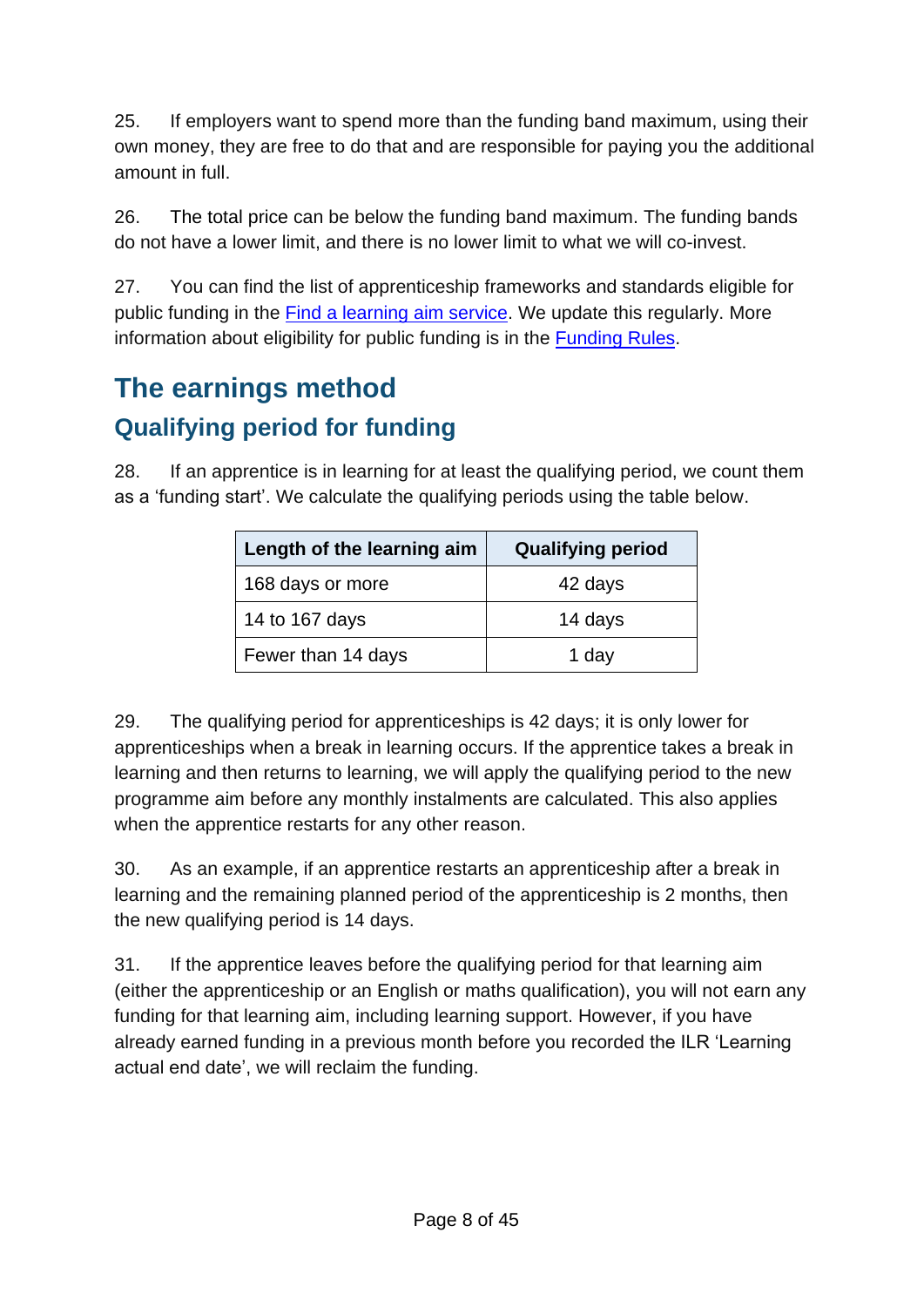25. If employers want to spend more than the funding band maximum, using their own money, they are free to do that and are responsible for paying you the additional amount in full.

26. The total price can be below the funding band maximum. The funding bands do not have a lower limit, and there is no lower limit to what we will co-invest.

27. You can find the list of apprenticeship frameworks and standards eligible for public funding in the [Find a learning aim service](). We update this regularly. More information about eligibility for public funding is in the [Funding Rules]().

## The earnings method

### Qualifying period for funding

28. If an apprentice is in learning for at least the qualifying period, we count them as a 'funding start'. We calculate the qualifying periods using the table below.

| Length of the learning aim | Qualifying period |
|---|---|
| 168 days or more | 42 days |
| 14 to 167 days | 14 days |
| Fewer than 14 days | 1 day |

29. The qualifying period for apprenticeships is 42 days; it is only lower for apprenticeships when a break in learning occurs. If the apprentice takes a break in learning and then returns to learning, we will apply the qualifying period to the new programme aim before any monthly instalments are calculated. This also applies when the apprentice restarts for any other reason.

30. As an example, if an apprentice restarts an apprenticeship after a break in learning and the remaining planned period of the apprenticeship is 2 months, then the new qualifying period is 14 days.

31. If the apprentice leaves before the qualifying period for that learning aim (either the apprenticeship or an English or maths qualification), you will not earn any funding for that learning aim, including learning support. However, if you have already earned funding in a previous month before you recorded the ILR 'Learning actual end date', we will reclaim the funding.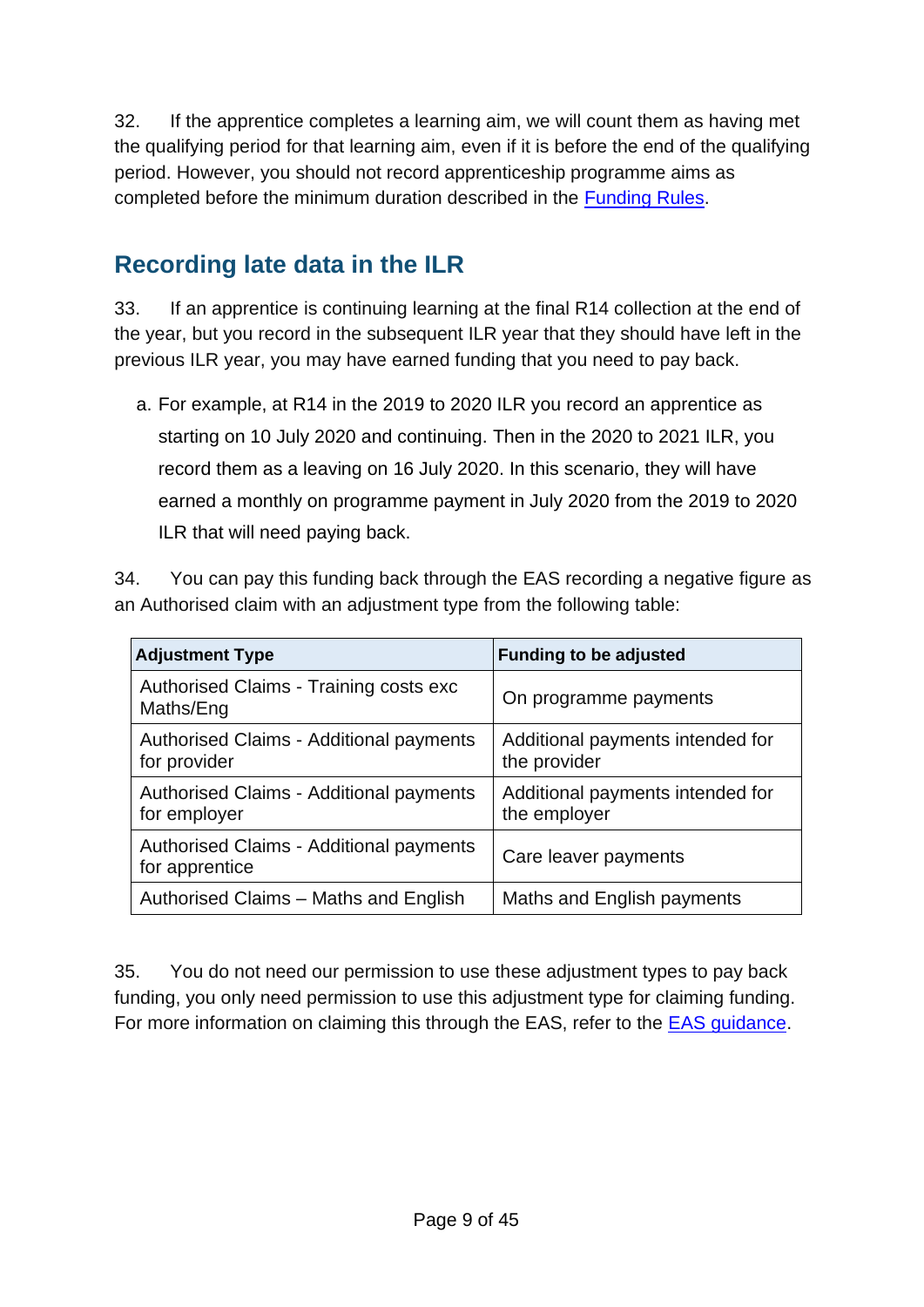32. If the apprentice completes a learning aim, we will count them as having met the qualifying period for that learning aim, even if it is before the end of the qualifying period. However, you should not record apprenticeship programme aims as completed before the minimum duration described in the [Funding Rules](#).

## Recording late data in the ILR

33. If an apprentice is continuing learning at the final R14 collection at the end of the year, but you record in the subsequent ILR year that they should have left in the previous ILR year, you may have earned funding that you need to pay back.

a. For example, at R14 in the 2019 to 2020 ILR you record an apprentice as starting on 10 July 2020 and continuing. Then in the 2020 to 2021 ILR, you record them as a leaving on 16 July 2020. In this scenario, they will have earned a monthly on programme payment in July 2020 from the 2019 to 2020 ILR that will need paying back.

34. You can pay this funding back through the EAS recording a negative figure as an Authorised claim with an adjustment type from the following table:

| Adjustment Type | Funding to be adjusted |
| --- | --- |
| Authorised Claims - Training costs exc Maths/Eng | On programme payments |
| Authorised Claims - Additional payments for provider | Additional payments intended for the provider |
| Authorised Claims - Additional payments for employer | Additional payments intended for the employer |
| Authorised Claims - Additional payments for apprentice | Care leaver payments |
| Authorised Claims – Maths and English | Maths and English payments |

35. You do not need our permission to use these adjustment types to pay back funding, you only need permission to use this adjustment type for claiming funding. For more information on claiming this through the EAS, refer to the [EAS guidance](#).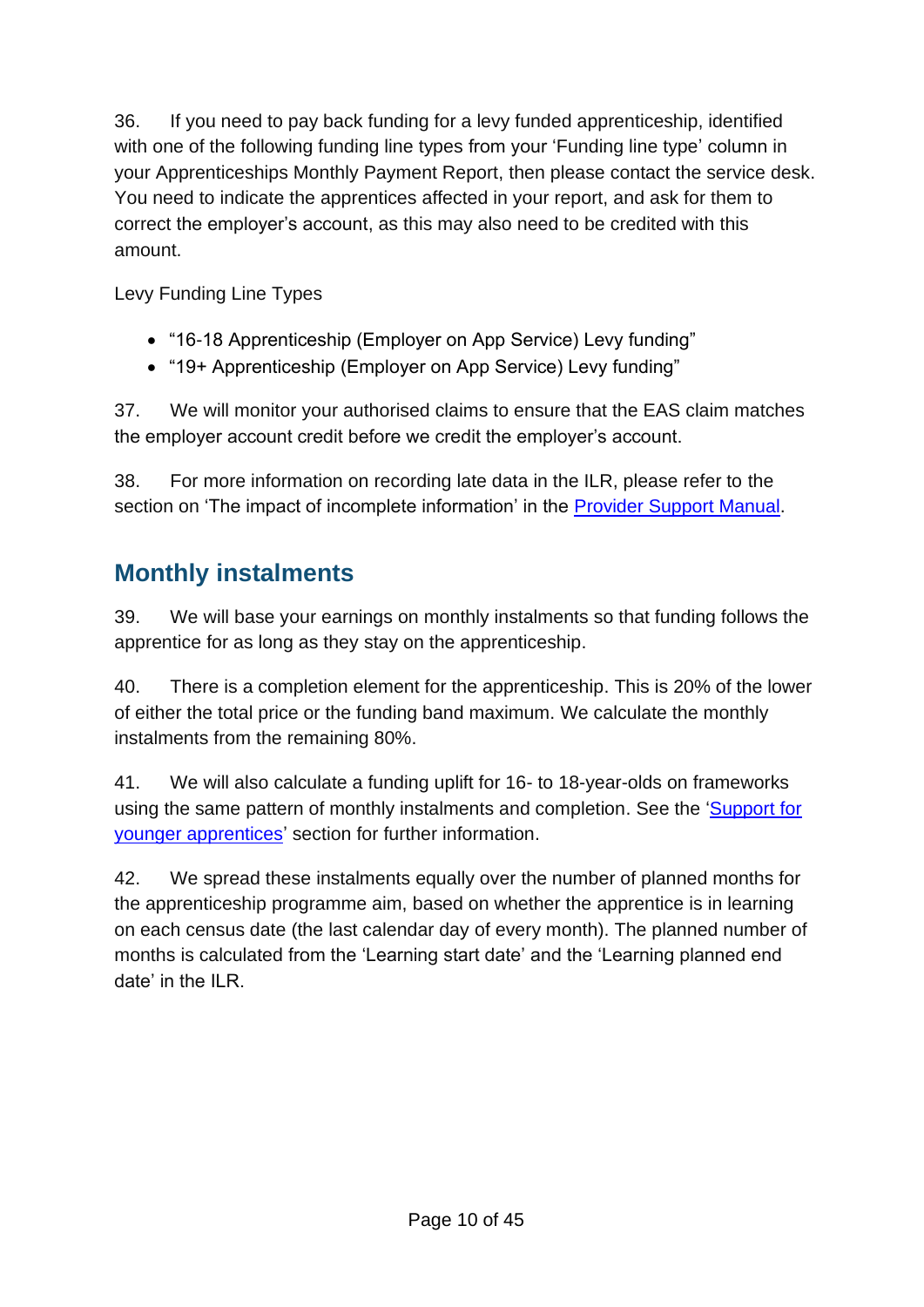36. If you need to pay back funding for a levy funded apprenticeship, identified with one of the following funding line types from your 'Funding line type' column in your Apprenticeships Monthly Payment Report, then please contact the service desk. You need to indicate the apprentices affected in your report, and ask for them to correct the employer's account, as this may also need to be credited with this amount.

Levy Funding Line Types

- "16-18 Apprenticeship (Employer on App Service) Levy funding"
- "19+ Apprenticeship (Employer on App Service) Levy funding"

37. We will monitor your authorised claims to ensure that the EAS claim matches the employer account credit before we credit the employer's account.

38. For more information on recording late data in the ILR, please refer to the section on 'The impact of incomplete information' in the [Provider Support Manual](Provider Support Manual).

## Monthly instalments

39. We will base your earnings on monthly instalments so that funding follows the apprentice for as long as they stay on the apprenticeship.

40. There is a completion element for the apprenticeship. This is 20% of the lower of either the total price or the funding band maximum. We calculate the monthly instalments from the remaining 80%.

41. We will also calculate a funding uplift for 16- to 18-year-olds on frameworks using the same pattern of monthly instalments and completion. See the '[Support for younger apprentices](Support for younger apprentices)' section for further information.

42. We spread these instalments equally over the number of planned months for the apprenticeship programme aim, based on whether the apprentice is in learning on each census date (the last calendar day of every month). The planned number of months is calculated from the 'Learning start date' and the 'Learning planned end date' in the ILR.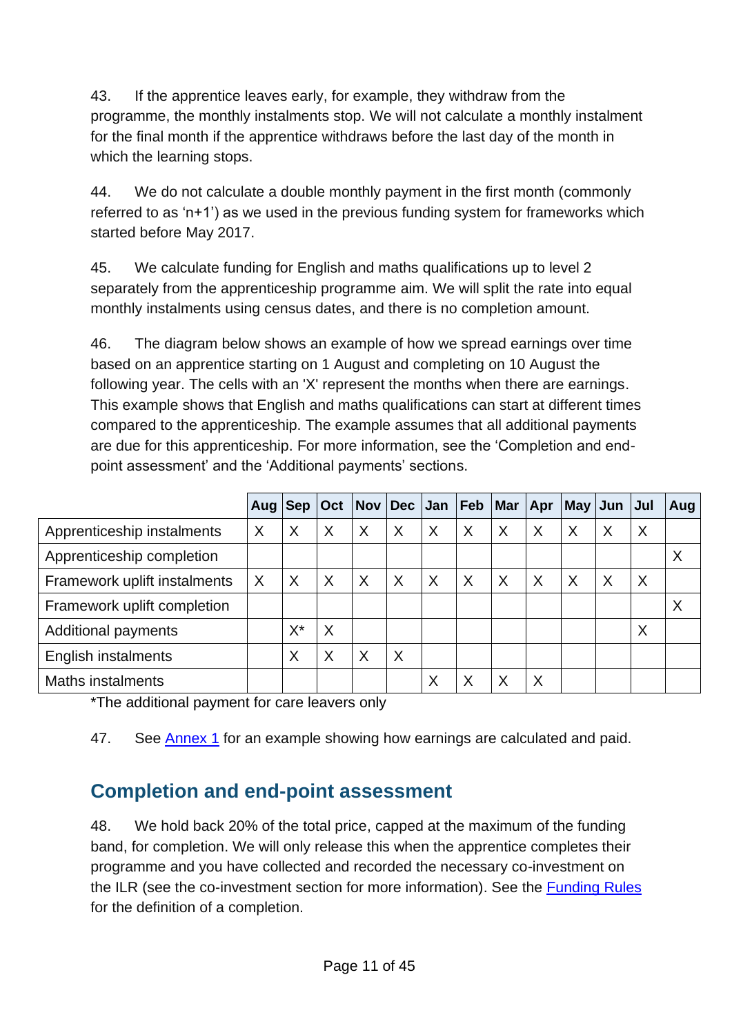43. If the apprentice leaves early, for example, they withdraw from the programme, the monthly instalments stop. We will not calculate a monthly instalment for the final month if the apprentice withdraws before the last day of the month in which the learning stops.

44. We do not calculate a double monthly payment in the first month (commonly referred to as 'n+1') as we used in the previous funding system for frameworks which started before May 2017.

45. We calculate funding for English and maths qualifications up to level 2 separately from the apprenticeship programme aim. We will split the rate into equal monthly instalments using census dates, and there is no completion amount.

46. The diagram below shows an example of how we spread earnings over time based on an apprentice starting on 1 August and completing on 10 August the following year. The cells with an 'X' represent the months when there are earnings. This example shows that English and maths qualifications can start at different times compared to the apprenticeship. The example assumes that all additional payments are due for this apprenticeship. For more information, see the 'Completion and end-point assessment' and the 'Additional payments' sections.

| | Aug | Sep | Oct | Nov | Dec | Jan | Feb | Mar | Apr | May | Jun | Jul | Aug |
|---|---|---|---|---|---|---|---|---|---|---|---|---|---|
| Apprenticeship instalments | X | X | X | X | X | X | X | X | X | X | X | X | |
| Apprenticeship completion | | | | | | | | | | | | | X |
| Framework uplift instalments | X | X | X | X | X | X | X | X | X | X | X | X | |
| Framework uplift completion | | | | | | | | | | | | | X |
| Additional payments | | X* | X | | | | | | | | | X | |
| English instalments | | X | X | X | X | | | | | | | | |
| Maths instalments | | | | | | X | X | X | X | | | | |

*The additional payment for care leavers only

47. See Annex 1 for an example showing how earnings are calculated and paid.

## Completion and end-point assessment

48. We hold back 20% of the total price, capped at the maximum of the funding band, for completion. We will only release this when the apprentice completes their programme and you have collected and recorded the necessary co-investment on the ILR (see the co-investment section for more information). See the Funding Rules for the definition of a completion.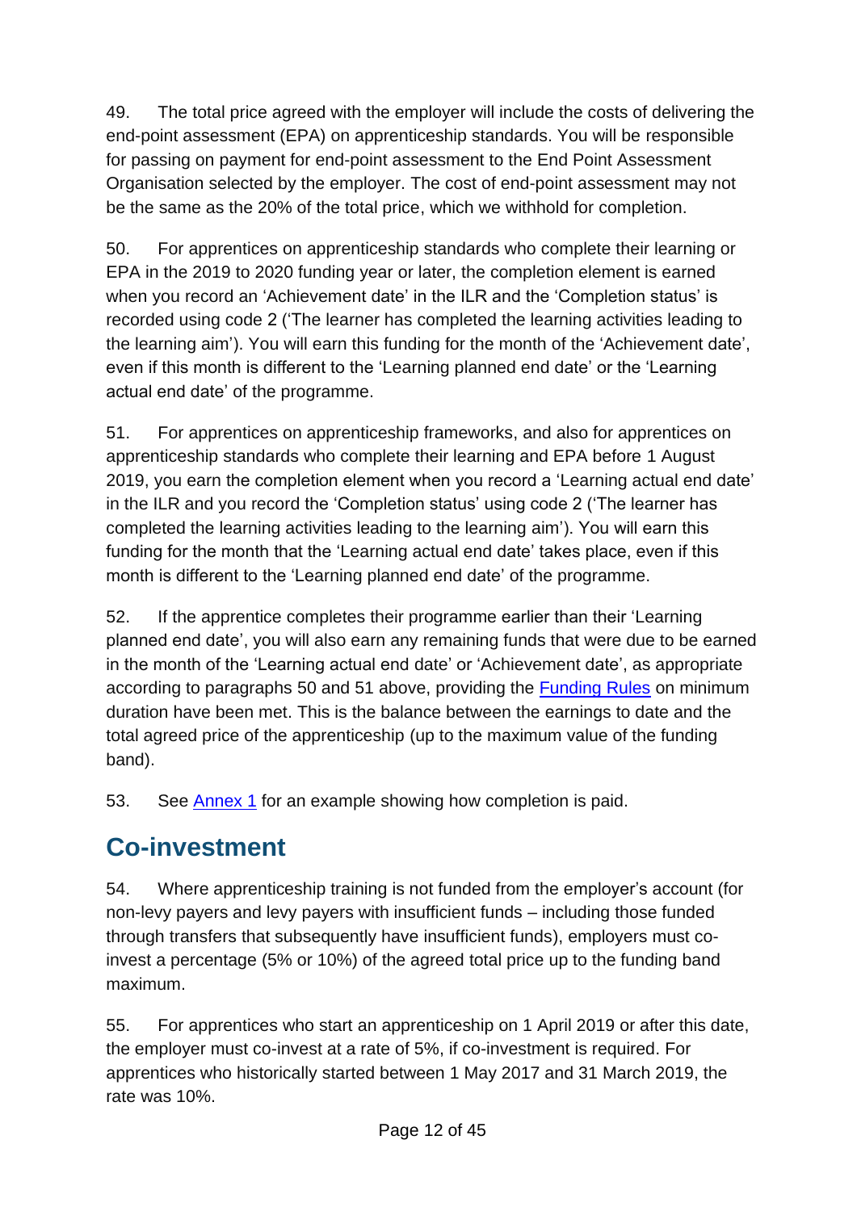49. The total price agreed with the employer will include the costs of delivering the end-point assessment (EPA) on apprenticeship standards. You will be responsible for passing on payment for end-point assessment to the End Point Assessment Organisation selected by the employer. The cost of end-point assessment may not be the same as the 20% of the total price, which we withhold for completion.

50. For apprentices on apprenticeship standards who complete their learning or EPA in the 2019 to 2020 funding year or later, the completion element is earned when you record an 'Achievement date' in the ILR and the 'Completion status' is recorded using code 2 ('The learner has completed the learning activities leading to the learning aim'). You will earn this funding for the month of the 'Achievement date', even if this month is different to the 'Learning planned end date' or the 'Learning actual end date' of the programme.

51. For apprentices on apprenticeship frameworks, and also for apprentices on apprenticeship standards who complete their learning and EPA before 1 August 2019, you earn the completion element when you record a 'Learning actual end date' in the ILR and you record the 'Completion status' using code 2 ('The learner has completed the learning activities leading to the learning aim'). You will earn this funding for the month that the 'Learning actual end date' takes place, even if this month is different to the 'Learning planned end date' of the programme.

52. If the apprentice completes their programme earlier than their 'Learning planned end date', you will also earn any remaining funds that were due to be earned in the month of the 'Learning actual end date' or 'Achievement date', as appropriate according to paragraphs 50 and 51 above, providing the [Funding Rules] on minimum duration have been met. This is the balance between the earnings to date and the total agreed price of the apprenticeship (up to the maximum value of the funding band).

53. See [Annex 1] for an example showing how completion is paid.

## Co-investment

54. Where apprenticeship training is not funded from the employer's account (for non-levy payers and levy payers with insufficient funds – including those funded through transfers that subsequently have insufficient funds), employers must co-invest a percentage (5% or 10%) of the agreed total price up to the funding band maximum.

55. For apprentices who start an apprenticeship on 1 April 2019 or after this date, the employer must co-invest at a rate of 5%, if co-investment is required. For apprentices who historically started between 1 May 2017 and 31 March 2019, the rate was 10%.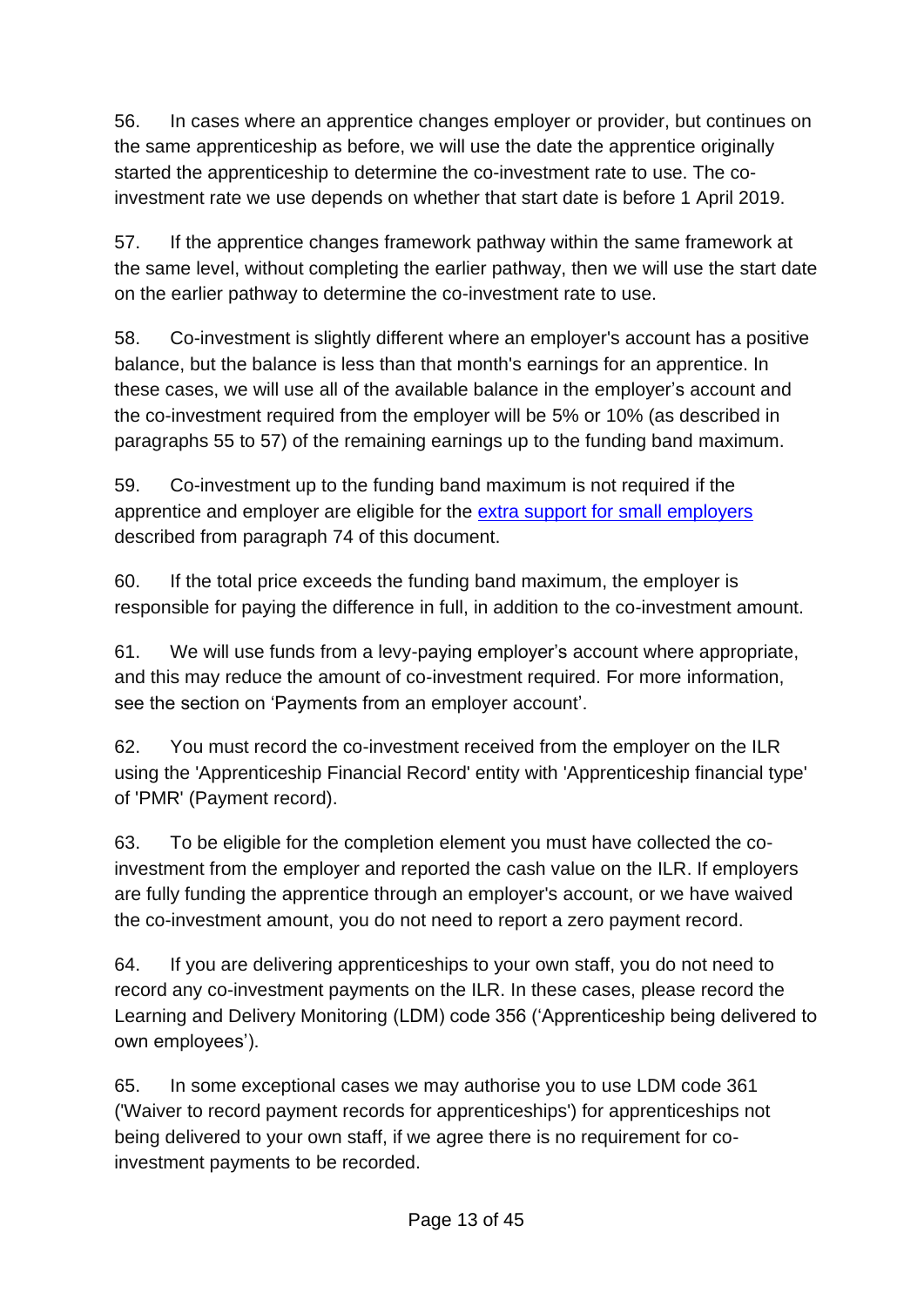56. In cases where an apprentice changes employer or provider, but continues on the same apprenticeship as before, we will use the date the apprentice originally started the apprenticeship to determine the co-investment rate to use. The co-investment rate we use depends on whether that start date is before 1 April 2019.

57. If the apprentice changes framework pathway within the same framework at the same level, without completing the earlier pathway, then we will use the start date on the earlier pathway to determine the co-investment rate to use.

58. Co-investment is slightly different where an employer's account has a positive balance, but the balance is less than that month's earnings for an apprentice. In these cases, we will use all of the available balance in the employer's account and the co-investment required from the employer will be 5% or 10% (as described in paragraphs 55 to 57) of the remaining earnings up to the funding band maximum.

59. Co-investment up to the funding band maximum is not required if the apprentice and employer are eligible for the [extra support for small employers](#) described from paragraph 74 of this document.

60. If the total price exceeds the funding band maximum, the employer is responsible for paying the difference in full, in addition to the co-investment amount.

61. We will use funds from a levy-paying employer's account where appropriate, and this may reduce the amount of co-investment required. For more information, see the section on 'Payments from an employer account'.

62. You must record the co-investment received from the employer on the ILR using the 'Apprenticeship Financial Record' entity with 'Apprenticeship financial type' of 'PMR' (Payment record).

63. To be eligible for the completion element you must have collected the co-investment from the employer and reported the cash value on the ILR. If employers are fully funding the apprentice through an employer's account, or we have waived the co-investment amount, you do not need to report a zero payment record.

64. If you are delivering apprenticeships to your own staff, you do not need to record any co-investment payments on the ILR. In these cases, please record the Learning and Delivery Monitoring (LDM) code 356 ('Apprenticeship being delivered to own employees').

65. In some exceptional cases we may authorise you to use LDM code 361 ('Waiver to record payment records for apprenticeships') for apprenticeships not being delivered to your own staff, if we agree there is no requirement for co-investment payments to be recorded.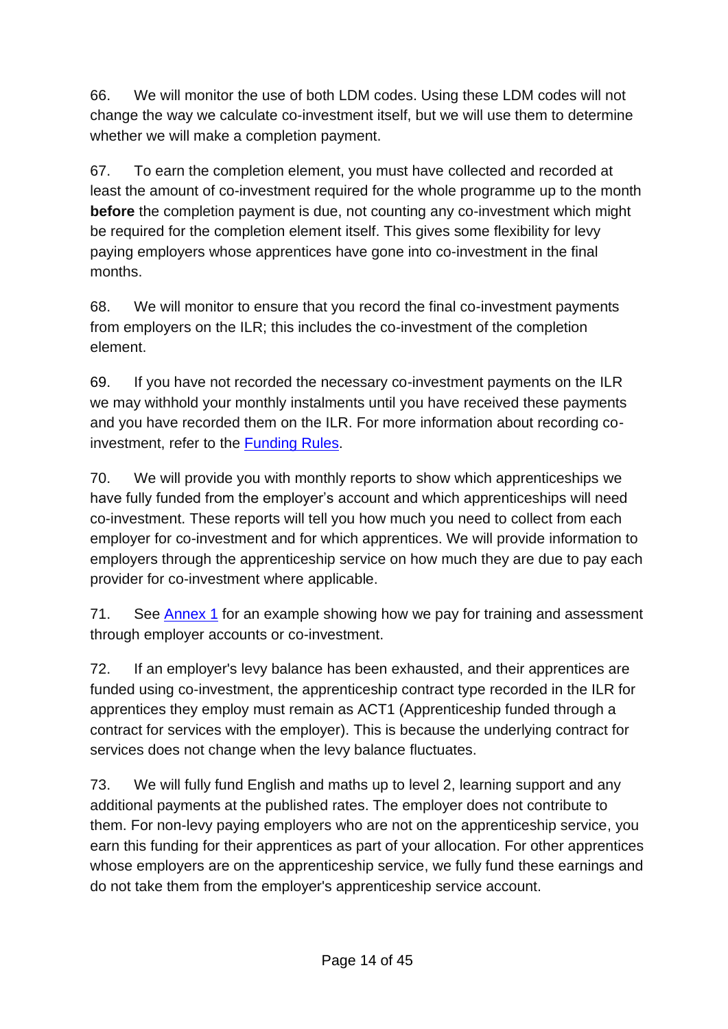66. We will monitor the use of both LDM codes. Using these LDM codes will not change the way we calculate co-investment itself, but we will use them to determine whether we will make a completion payment.

67. To earn the completion element, you must have collected and recorded at least the amount of co-investment required for the whole programme up to the month **before** the completion payment is due, not counting any co-investment which might be required for the completion element itself. This gives some flexibility for levy paying employers whose apprentices have gone into co-investment in the final months.

68. We will monitor to ensure that you record the final co-investment payments from employers on the ILR; this includes the co-investment of the completion element.

69. If you have not recorded the necessary co-investment payments on the ILR we may withhold your monthly instalments until you have received these payments and you have recorded them on the ILR. For more information about recording co-investment, refer to the [Funding Rules](#).

70. We will provide you with monthly reports to show which apprenticeships we have fully funded from the employer's account and which apprenticeships will need co-investment. These reports will tell you how much you need to collect from each employer for co-investment and for which apprentices. We will provide information to employers through the apprenticeship service on how much they are due to pay each provider for co-investment where applicable.

71. See [Annex 1](#) for an example showing how we pay for training and assessment through employer accounts or co-investment.

72. If an employer's levy balance has been exhausted, and their apprentices are funded using co-investment, the apprenticeship contract type recorded in the ILR for apprentices they employ must remain as ACT1 (Apprenticeship funded through a contract for services with the employer). This is because the underlying contract for services does not change when the levy balance fluctuates.

73. We will fully fund English and maths up to level 2, learning support and any additional payments at the published rates. The employer does not contribute to them. For non-levy paying employers who are not on the apprenticeship service, you earn this funding for their apprentices as part of your allocation. For other apprentices whose employers are on the apprenticeship service, we fully fund these earnings and do not take them from the employer's apprenticeship service account.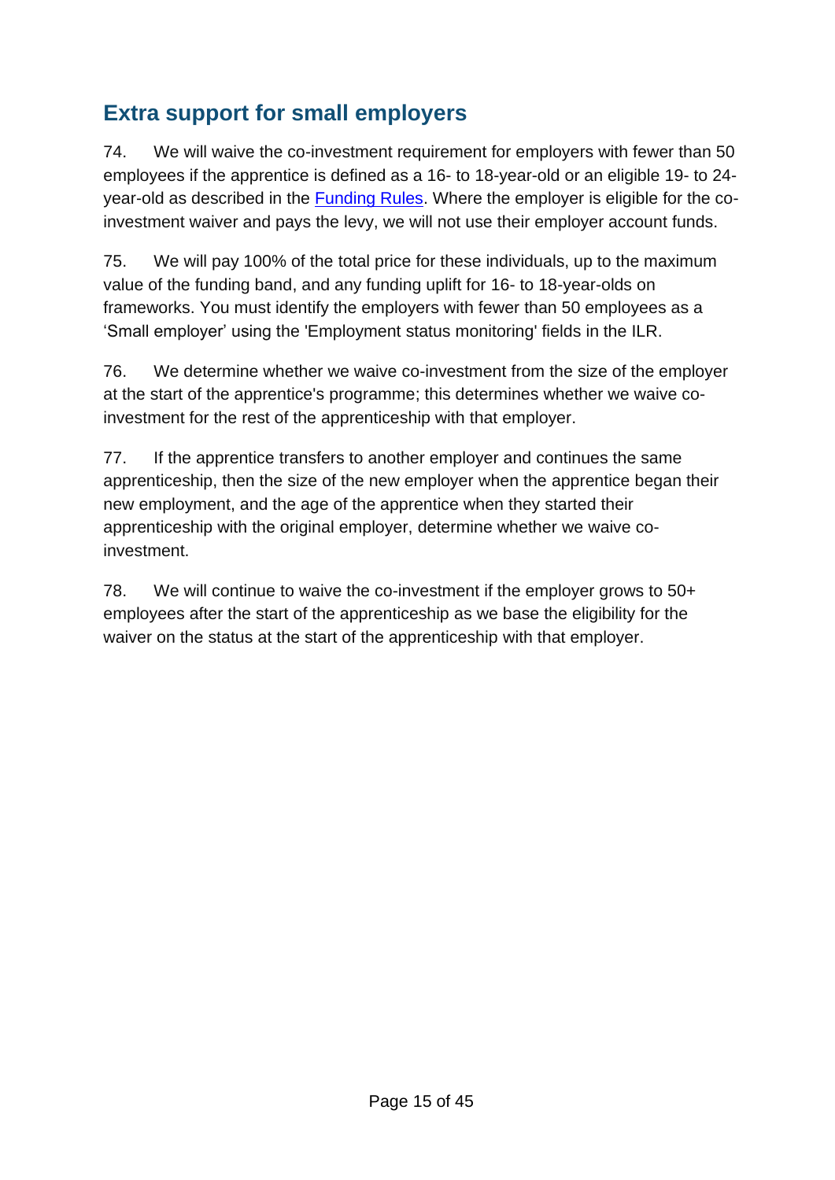## Extra support for small employers

74. We will waive the co-investment requirement for employers with fewer than 50 employees if the apprentice is defined as a 16- to 18-year-old or an eligible 19- to 24-year-old as described in the [Funding Rules](). Where the employer is eligible for the co-investment waiver and pays the levy, we will not use their employer account funds.

75. We will pay 100% of the total price for these individuals, up to the maximum value of the funding band, and any funding uplift for 16- to 18-year-olds on frameworks. You must identify the employers with fewer than 50 employees as a 'Small employer' using the 'Employment status monitoring' fields in the ILR.

76. We determine whether we waive co-investment from the size of the employer at the start of the apprentice's programme; this determines whether we waive co-investment for the rest of the apprenticeship with that employer.

77. If the apprentice transfers to another employer and continues the same apprenticeship, then the size of the new employer when the apprentice began their new employment, and the age of the apprentice when they started their apprenticeship with the original employer, determine whether we waive co-investment.

78. We will continue to waive the co-investment if the employer grows to 50+ employees after the start of the apprenticeship as we base the eligibility for the waiver on the status at the start of the apprenticeship with that employer.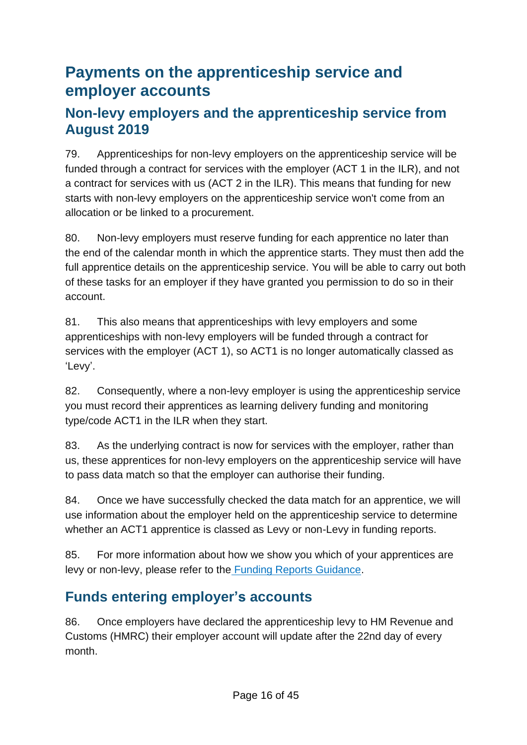# Payments on the apprenticeship service and employer accounts

## Non-levy employers and the apprenticeship service from August 2019

79. Apprenticeships for non-levy employers on the apprenticeship service will be funded through a contract for services with the employer (ACT 1 in the ILR), and not a contract for services with us (ACT 2 in the ILR). This means that funding for new starts with non-levy employers on the apprenticeship service won't come from an allocation or be linked to a procurement.

80. Non-levy employers must reserve funding for each apprentice no later than the end of the calendar month in which the apprentice starts. They must then add the full apprentice details on the apprenticeship service. You will be able to carry out both of these tasks for an employer if they have granted you permission to do so in their account.

81. This also means that apprenticeships with levy employers and some apprenticeships with non-levy employers will be funded through a contract for services with the employer (ACT 1), so ACT1 is no longer automatically classed as 'Levy'.

82. Consequently, where a non-levy employer is using the apprenticeship service you must record their apprentices as learning delivery funding and monitoring type/code ACT1 in the ILR when they start.

83. As the underlying contract is now for services with the employer, rather than us, these apprentices for non-levy employers on the apprenticeship service will have to pass data match so that the employer can authorise their funding.

84. Once we have successfully checked the data match for an apprentice, we will use information about the employer held on the apprenticeship service to determine whether an ACT1 apprentice is classed as Levy or non-Levy in funding reports.

85. For more information about how we show you which of your apprentices are levy or non-levy, please refer to the Funding Reports Guidance.

## Funds entering employer's accounts

86. Once employers have declared the apprenticeship levy to HM Revenue and Customs (HMRC) their employer account will update after the 22nd day of every month.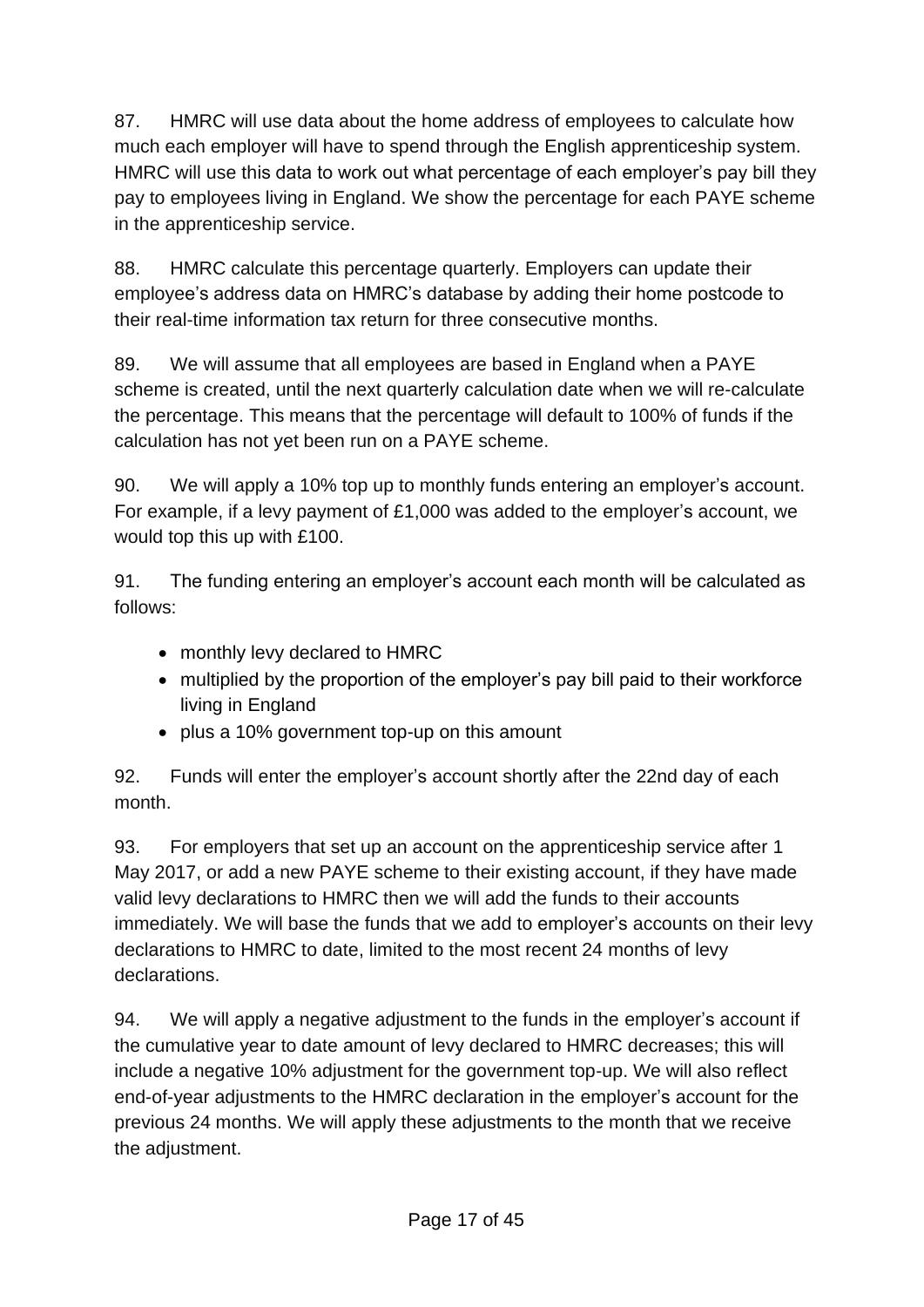87. HMRC will use data about the home address of employees to calculate how much each employer will have to spend through the English apprenticeship system. HMRC will use this data to work out what percentage of each employer's pay bill they pay to employees living in England. We show the percentage for each PAYE scheme in the apprenticeship service.

88. HMRC calculate this percentage quarterly. Employers can update their employee's address data on HMRC's database by adding their home postcode to their real-time information tax return for three consecutive months.

89. We will assume that all employees are based in England when a PAYE scheme is created, until the next quarterly calculation date when we will re-calculate the percentage. This means that the percentage will default to 100% of funds if the calculation has not yet been run on a PAYE scheme.

90. We will apply a 10% top up to monthly funds entering an employer's account. For example, if a levy payment of £1,000 was added to the employer's account, we would top this up with £100.

91. The funding entering an employer's account each month will be calculated as follows:

- monthly levy declared to HMRC
- multiplied by the proportion of the employer's pay bill paid to their workforce living in England
- plus a 10% government top-up on this amount

92. Funds will enter the employer's account shortly after the 22nd day of each month.

93. For employers that set up an account on the apprenticeship service after 1 May 2017, or add a new PAYE scheme to their existing account, if they have made valid levy declarations to HMRC then we will add the funds to their accounts immediately. We will base the funds that we add to employer's accounts on their levy declarations to HMRC to date, limited to the most recent 24 months of levy declarations.

94. We will apply a negative adjustment to the funds in the employer's account if the cumulative year to date amount of levy declared to HMRC decreases; this will include a negative 10% adjustment for the government top-up. We will also reflect end-of-year adjustments to the HMRC declaration in the employer's account for the previous 24 months. We will apply these adjustments to the month that we receive the adjustment.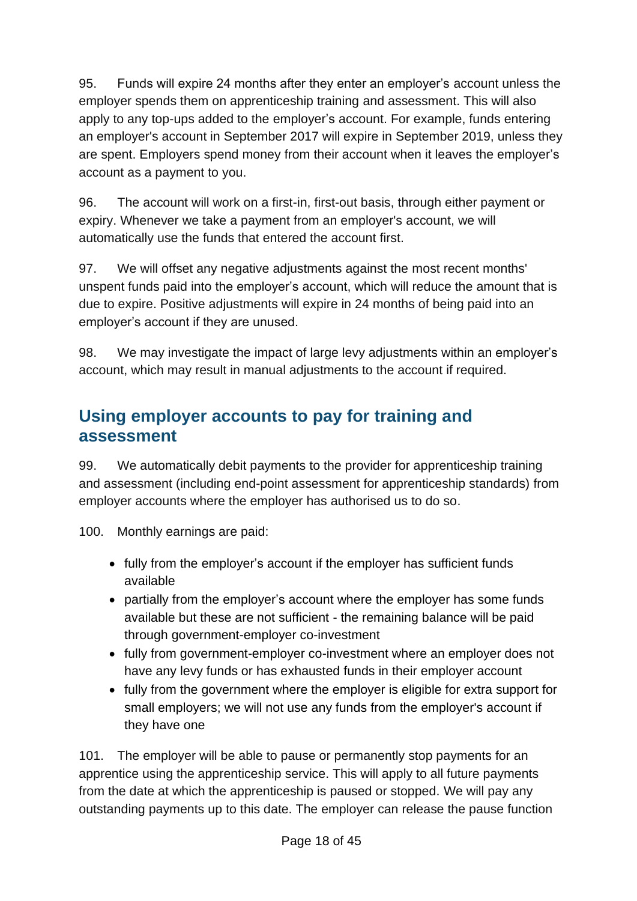95. Funds will expire 24 months after they enter an employer's account unless the employer spends them on apprenticeship training and assessment. This will also apply to any top-ups added to the employer's account. For example, funds entering an employer's account in September 2017 will expire in September 2019, unless they are spent. Employers spend money from their account when it leaves the employer's account as a payment to you.

96. The account will work on a first-in, first-out basis, through either payment or expiry. Whenever we take a payment from an employer's account, we will automatically use the funds that entered the account first.

97. We will offset any negative adjustments against the most recent months' unspent funds paid into the employer's account, which will reduce the amount that is due to expire. Positive adjustments will expire in 24 months of being paid into an employer's account if they are unused.

98. We may investigate the impact of large levy adjustments within an employer's account, which may result in manual adjustments to the account if required.

## Using employer accounts to pay for training and assessment

99. We automatically debit payments to the provider for apprenticeship training and assessment (including end-point assessment for apprenticeship standards) from employer accounts where the employer has authorised us to do so.

100. Monthly earnings are paid:

- fully from the employer's account if the employer has sufficient funds available
- partially from the employer's account where the employer has some funds available but these are not sufficient - the remaining balance will be paid through government-employer co-investment
- fully from government-employer co-investment where an employer does not have any levy funds or has exhausted funds in their employer account
- fully from the government where the employer is eligible for extra support for small employers; we will not use any funds from the employer's account if they have one

101. The employer will be able to pause or permanently stop payments for an apprentice using the apprenticeship service. This will apply to all future payments from the date at which the apprenticeship is paused or stopped. We will pay any outstanding payments up to this date. The employer can release the pause function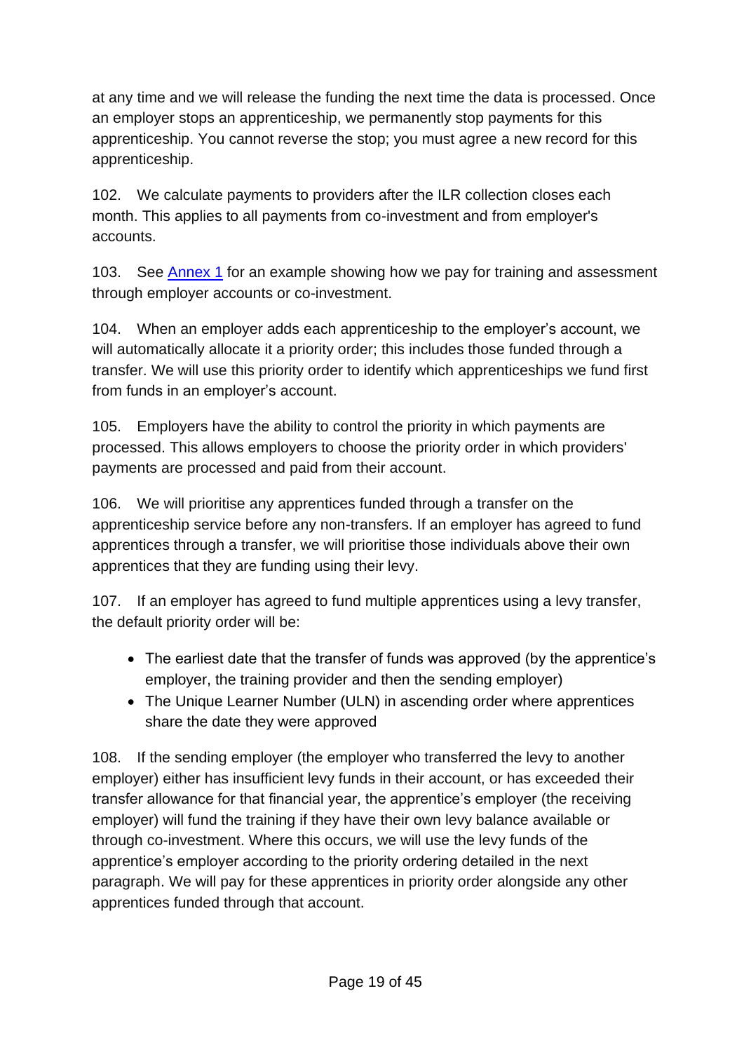at any time and we will release the funding the next time the data is processed. Once an employer stops an apprenticeship, we permanently stop payments for this apprenticeship. You cannot reverse the stop; you must agree a new record for this apprenticeship.

102. We calculate payments to providers after the ILR collection closes each month. This applies to all payments from co-investment and from employer's accounts.

103. See [Annex 1](#) for an example showing how we pay for training and assessment through employer accounts or co-investment.

104. When an employer adds each apprenticeship to the employer's account, we will automatically allocate it a priority order; this includes those funded through a transfer. We will use this priority order to identify which apprenticeships we fund first from funds in an employer's account.

105. Employers have the ability to control the priority in which payments are processed. This allows employers to choose the priority order in which providers' payments are processed and paid from their account.

106. We will prioritise any apprentices funded through a transfer on the apprenticeship service before any non-transfers. If an employer has agreed to fund apprentices through a transfer, we will prioritise those individuals above their own apprentices that they are funding using their levy.

107. If an employer has agreed to fund multiple apprentices using a levy transfer, the default priority order will be:

- The earliest date that the transfer of funds was approved (by the apprentice's employer, the training provider and then the sending employer)
- The Unique Learner Number (ULN) in ascending order where apprentices share the date they were approved

108. If the sending employer (the employer who transferred the levy to another employer) either has insufficient levy funds in their account, or has exceeded their transfer allowance for that financial year, the apprentice's employer (the receiving employer) will fund the training if they have their own levy balance available or through co-investment. Where this occurs, we will use the levy funds of the apprentice's employer according to the priority ordering detailed in the next paragraph. We will pay for these apprentices in priority order alongside any other apprentices funded through that account.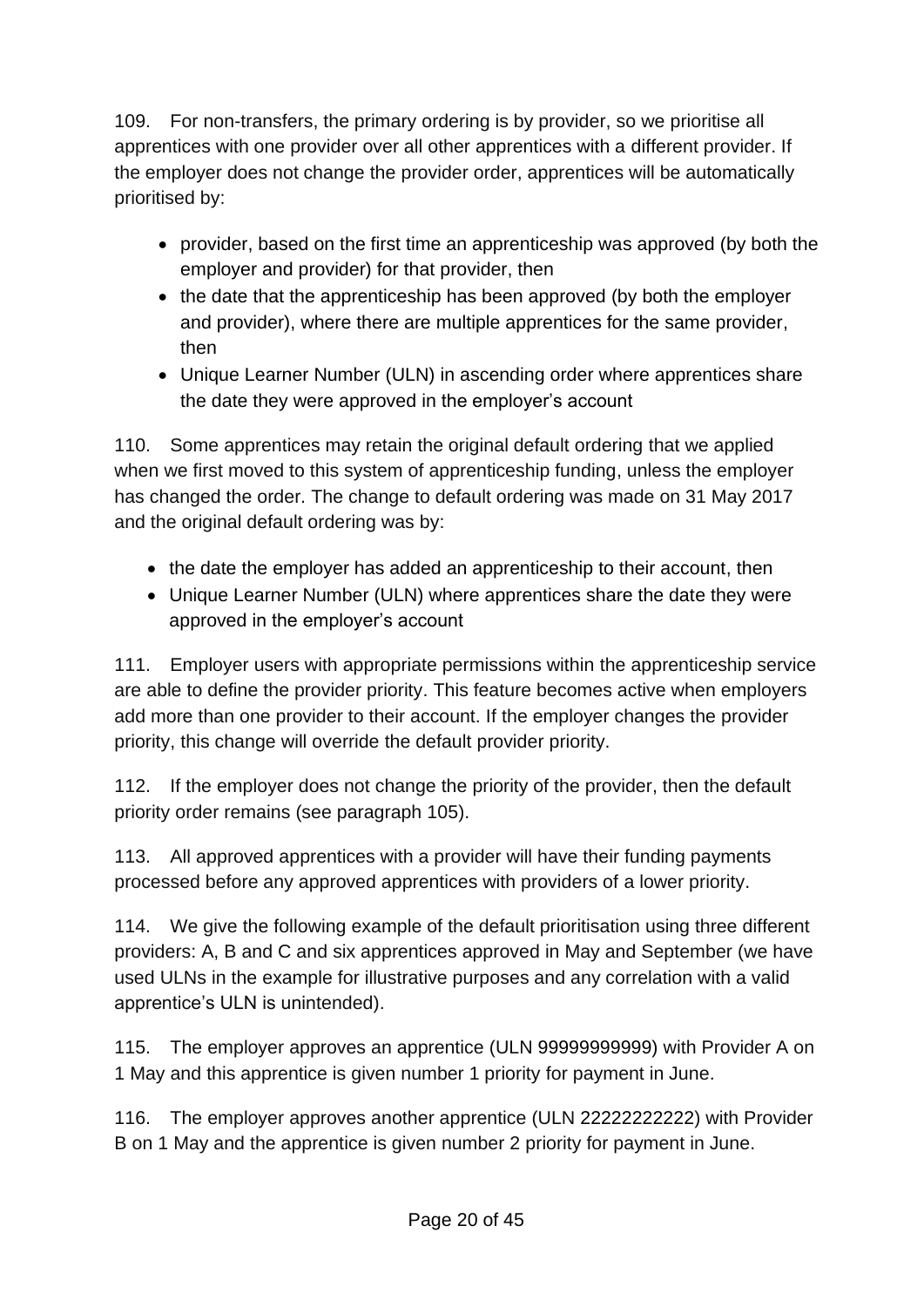109. For non-transfers, the primary ordering is by provider, so we prioritise all apprentices with one provider over all other apprentices with a different provider. If the employer does not change the provider order, apprentices will be automatically prioritised by:

- provider, based on the first time an apprenticeship was approved (by both the employer and provider) for that provider, then
- the date that the apprenticeship has been approved (by both the employer and provider), where there are multiple apprentices for the same provider, then
- Unique Learner Number (ULN) in ascending order where apprentices share the date they were approved in the employer's account

110. Some apprentices may retain the original default ordering that we applied when we first moved to this system of apprenticeship funding, unless the employer has changed the order. The change to default ordering was made on 31 May 2017 and the original default ordering was by:

- the date the employer has added an apprenticeship to their account, then
- Unique Learner Number (ULN) where apprentices share the date they were approved in the employer's account

111. Employer users with appropriate permissions within the apprenticeship service are able to define the provider priority. This feature becomes active when employers add more than one provider to their account. If the employer changes the provider priority, this change will override the default provider priority.

112. If the employer does not change the priority of the provider, then the default priority order remains (see paragraph 105).

113. All approved apprentices with a provider will have their funding payments processed before any approved apprentices with providers of a lower priority.

114. We give the following example of the default prioritisation using three different providers: A, B and C and six apprentices approved in May and September (we have used ULNs in the example for illustrative purposes and any correlation with a valid apprentice's ULN is unintended).

115. The employer approves an apprentice (ULN 99999999999) with Provider A on 1 May and this apprentice is given number 1 priority for payment in June.

116. The employer approves another apprentice (ULN 22222222222) with Provider B on 1 May and the apprentice is given number 2 priority for payment in June.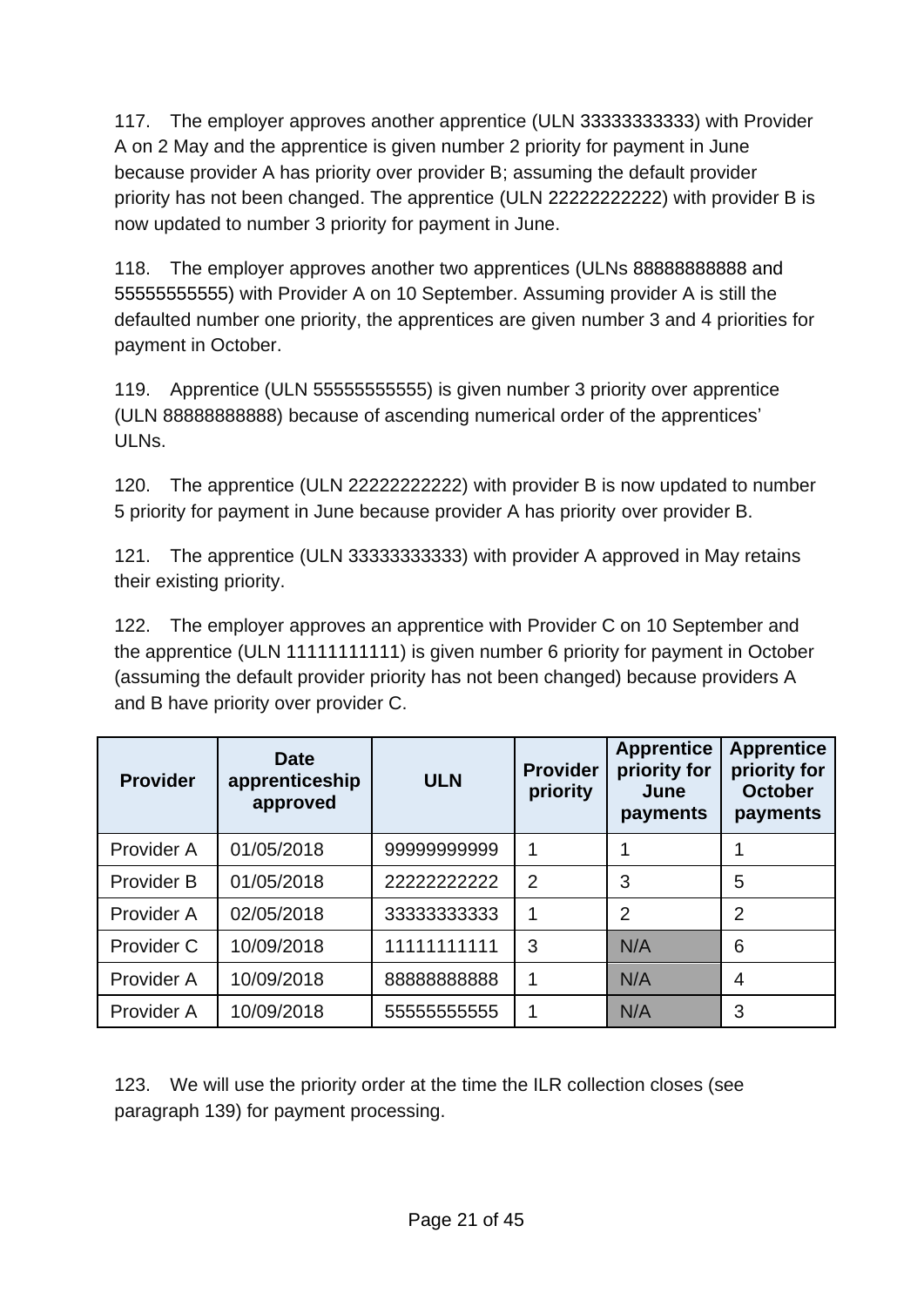117. The employer approves another apprentice (ULN 33333333333) with Provider A on 2 May and the apprentice is given number 2 priority for payment in June because provider A has priority over provider B; assuming the default provider priority has not been changed. The apprentice (ULN 22222222222) with provider B is now updated to number 3 priority for payment in June.

118. The employer approves another two apprentices (ULNs 88888888888 and 55555555555) with Provider A on 10 September. Assuming provider A is still the defaulted number one priority, the apprentices are given number 3 and 4 priorities for payment in October.

119. Apprentice (ULN 55555555555) is given number 3 priority over apprentice (ULN 88888888888) because of ascending numerical order of the apprentices' ULNs.

120. The apprentice (ULN 22222222222) with provider B is now updated to number 5 priority for payment in June because provider A has priority over provider B.

121. The apprentice (ULN 33333333333) with provider A approved in May retains their existing priority.

122. The employer approves an apprentice with Provider C on 10 September and the apprentice (ULN 11111111111) is given number 6 priority for payment in October (assuming the default provider priority has not been changed) because providers A and B have priority over provider C.

| Provider | Date apprenticeship approved | ULN | Provider priority | Apprentice priority for June payments | Apprentice priority for October payments |
|---|---|---|---|---|---|
| Provider A | 01/05/2018 | 99999999999 | 1 | 1 | 1 |
| Provider B | 01/05/2018 | 22222222222 | 2 | 3 | 5 |
| Provider A | 02/05/2018 | 33333333333 | 1 | 2 | 2 |
| Provider C | 10/09/2018 | 11111111111 | 3 | N/A | 6 |
| Provider A | 10/09/2018 | 88888888888 | 1 | N/A | 4 |
| Provider A | 10/09/2018 | 55555555555 | 1 | N/A | 3 |

123. We will use the priority order at the time the ILR collection closes (see paragraph 139) for payment processing.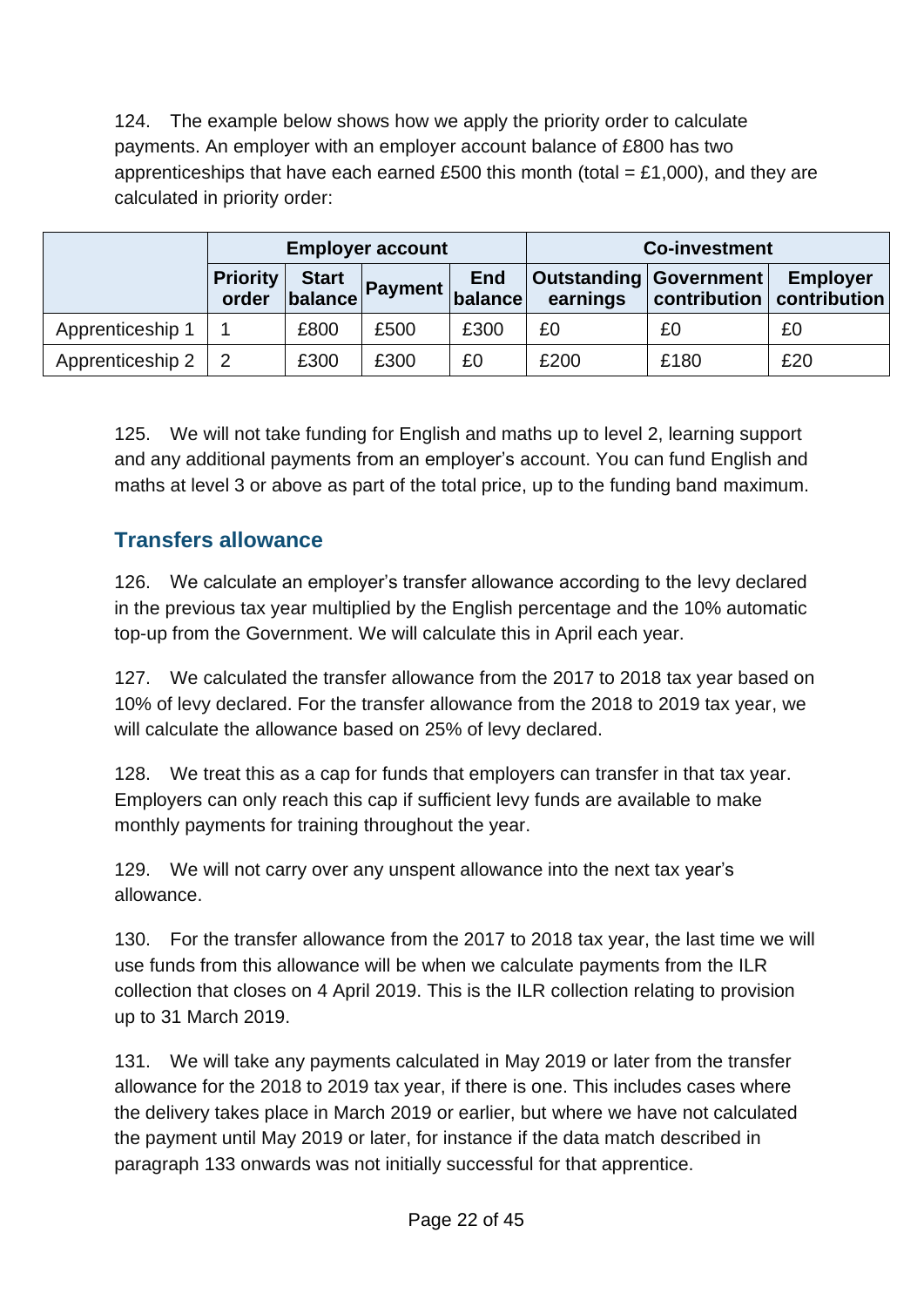124. The example below shows how we apply the priority order to calculate payments. An employer with an employer account balance of £800 has two apprenticeships that have each earned £500 this month (total = £1,000), and they are calculated in priority order:

| | Employer account | | | | Co-investment | | |
|---|---|---|---|---|---|---|---|
| | **Priority order** | **Start balance** | **Payment** | **End balance** | **Outstanding earnings** | **Government contribution** | **Employer contribution** |
| Apprenticeship 1 | 1 | £800 | £500 | £300 | £0 | £0 | £0 |
| Apprenticeship 2 | 2 | £300 | £300 | £0 | £200 | £180 | £20 |

125. We will not take funding for English and maths up to level 2, learning support and any additional payments from an employer's account. You can fund English and maths at level 3 or above as part of the total price, up to the funding band maximum.

## Transfers allowance

126. We calculate an employer's transfer allowance according to the levy declared in the previous tax year multiplied by the English percentage and the 10% automatic top-up from the Government. We will calculate this in April each year.

127. We calculated the transfer allowance from the 2017 to 2018 tax year based on 10% of levy declared. For the transfer allowance from the 2018 to 2019 tax year, we will calculate the allowance based on 25% of levy declared.

128. We treat this as a cap for funds that employers can transfer in that tax year. Employers can only reach this cap if sufficient levy funds are available to make monthly payments for training throughout the year.

129. We will not carry over any unspent allowance into the next tax year's allowance.

130. For the transfer allowance from the 2017 to 2018 tax year, the last time we will use funds from this allowance will be when we calculate payments from the ILR collection that closes on 4 April 2019. This is the ILR collection relating to provision up to 31 March 2019.

131. We will take any payments calculated in May 2019 or later from the transfer allowance for the 2018 to 2019 tax year, if there is one. This includes cases where the delivery takes place in March 2019 or earlier, but where we have not calculated the payment until May 2019 or later, for instance if the data match described in paragraph 133 onwards was not initially successful for that apprentice.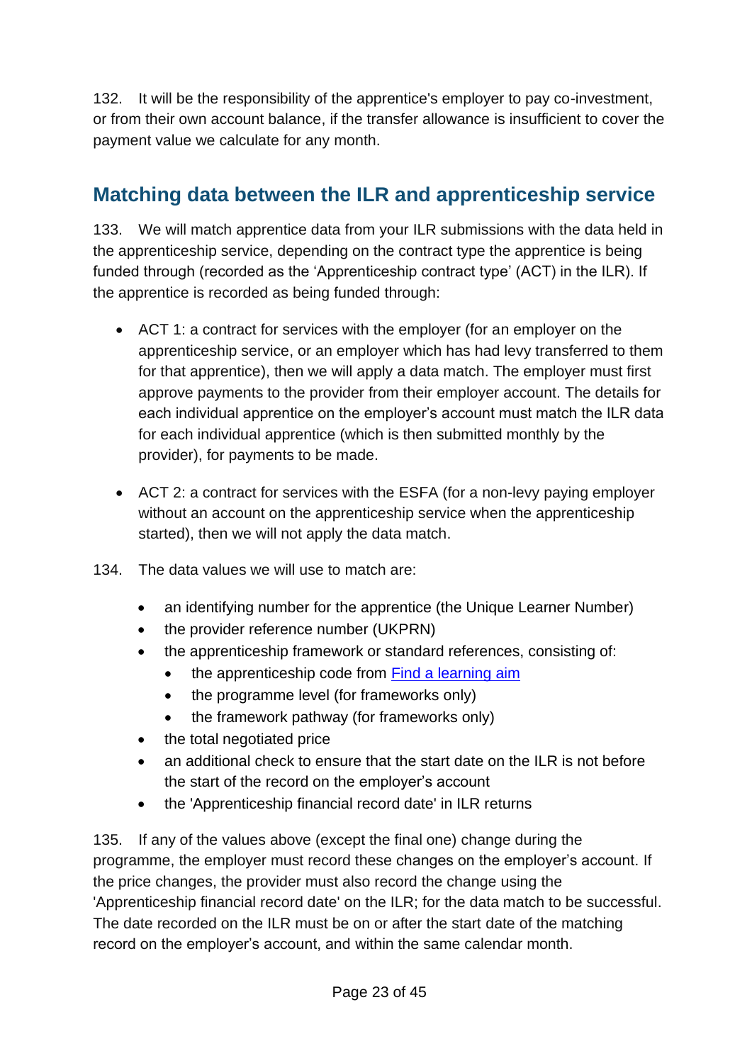132. It will be the responsibility of the apprentice's employer to pay co-investment, or from their own account balance, if the transfer allowance is insufficient to cover the payment value we calculate for any month.

## Matching data between the ILR and apprenticeship service

133. We will match apprentice data from your ILR submissions with the data held in the apprenticeship service, depending on the contract type the apprentice is being funded through (recorded as the 'Apprenticeship contract type' (ACT) in the ILR). If the apprentice is recorded as being funded through:

- ACT 1: a contract for services with the employer (for an employer on the apprenticeship service, or an employer which has had levy transferred to them for that apprentice), then we will apply a data match. The employer must first approve payments to the provider from their employer account. The details for each individual apprentice on the employer's account must match the ILR data for each individual apprentice (which is then submitted monthly by the provider), for payments to be made.

- ACT 2: a contract for services with the ESFA (for a non-levy paying employer without an account on the apprenticeship service when the apprenticeship started), then we will not apply the data match.

134. The data values we will use to match are:

- an identifying number for the apprentice (the Unique Learner Number)
- the provider reference number (UKPRN)
- the apprenticeship framework or standard references, consisting of:
  - the apprenticeship code from [Find a learning aim]
  - the programme level (for frameworks only)
  - the framework pathway (for frameworks only)
- the total negotiated price
- an additional check to ensure that the start date on the ILR is not before the start of the record on the employer's account
- the 'Apprenticeship financial record date' in ILR returns

135. If any of the values above (except the final one) change during the programme, the employer must record these changes on the employer's account. If the price changes, the provider must also record the change using the 'Apprenticeship financial record date' on the ILR; for the data match to be successful. The date recorded on the ILR must be on or after the start date of the matching record on the employer's account, and within the same calendar month.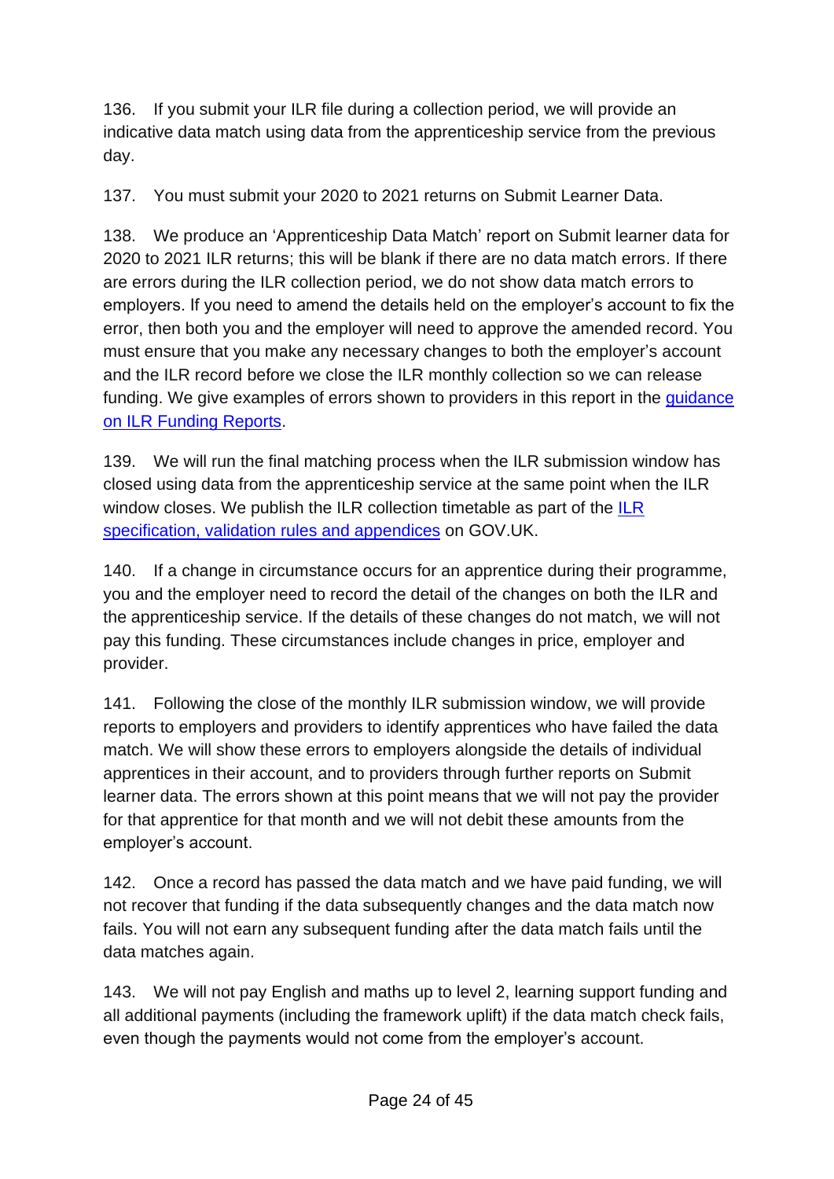136. If you submit your ILR file during a collection period, we will provide an indicative data match using data from the apprenticeship service from the previous day.

137. You must submit your 2020 to 2021 returns on Submit Learner Data.

138. We produce an 'Apprenticeship Data Match' report on Submit learner data for 2020 to 2021 ILR returns; this will be blank if there are no data match errors. If there are errors during the ILR collection period, we do not show data match errors to employers. If you need to amend the details held on the employer's account to fix the error, then both you and the employer will need to approve the amended record. You must ensure that you make any necessary changes to both the employer's account and the ILR record before we close the ILR monthly collection so we can release funding. We give examples of errors shown to providers in this report in the [guidance on ILR Funding Reports](guidance on ILR Funding Reports).

139. We will run the final matching process when the ILR submission window has closed using data from the apprenticeship service at the same point when the ILR window closes. We publish the ILR collection timetable as part of the [ILR specification, validation rules and appendices](ILR specification, validation rules and appendices) on GOV.UK.

140. If a change in circumstance occurs for an apprentice during their programme, you and the employer need to record the detail of the changes on both the ILR and the apprenticeship service. If the details of these changes do not match, we will not pay this funding. These circumstances include changes in price, employer and provider.

141. Following the close of the monthly ILR submission window, we will provide reports to employers and providers to identify apprentices who have failed the data match. We will show these errors to employers alongside the details of individual apprentices in their account, and to providers through further reports on Submit learner data. The errors shown at this point means that we will not pay the provider for that apprentice for that month and we will not debit these amounts from the employer's account.

142. Once a record has passed the data match and we have paid funding, we will not recover that funding if the data subsequently changes and the data match now fails. You will not earn any subsequent funding after the data match fails until the data matches again.

143. We will not pay English and maths up to level 2, learning support funding and all additional payments (including the framework uplift) if the data match check fails, even though the payments would not come from the employer's account.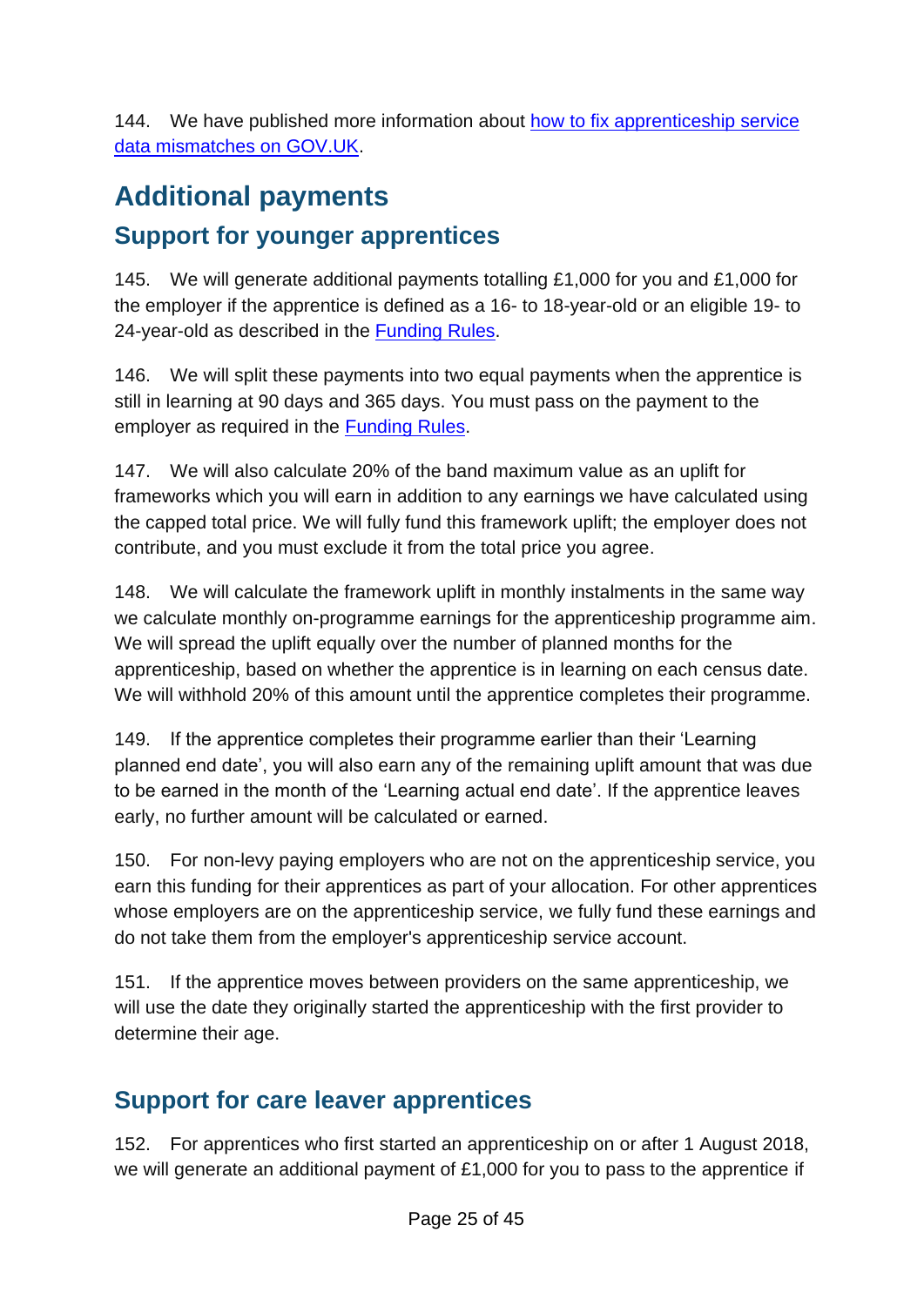144. We have published more information about [how to fix apprenticeship service data mismatches on GOV.UK](https://www.gov.uk).

## Additional payments

### Support for younger apprentices

145. We will generate additional payments totalling £1,000 for you and £1,000 for the employer if the apprentice is defined as a 16- to 18-year-old or an eligible 19- to 24-year-old as described in the Funding Rules.

146. We will split these payments into two equal payments when the apprentice is still in learning at 90 days and 365 days. You must pass on the payment to the employer as required in the Funding Rules.

147. We will also calculate 20% of the band maximum value as an uplift for frameworks which you will earn in addition to any earnings we have calculated using the capped total price. We will fully fund this framework uplift; the employer does not contribute, and you must exclude it from the total price you agree.

148. We will calculate the framework uplift in monthly instalments in the same way we calculate monthly on-programme earnings for the apprenticeship programme aim. We will spread the uplift equally over the number of planned months for the apprenticeship, based on whether the apprentice is in learning on each census date. We will withhold 20% of this amount until the apprentice completes their programme.

149. If the apprentice completes their programme earlier than their 'Learning planned end date', you will also earn any of the remaining uplift amount that was due to be earned in the month of the 'Learning actual end date'. If the apprentice leaves early, no further amount will be calculated or earned.

150. For non-levy paying employers who are not on the apprenticeship service, you earn this funding for their apprentices as part of your allocation. For other apprentices whose employers are on the apprenticeship service, we fully fund these earnings and do not take them from the employer's apprenticeship service account.

151. If the apprentice moves between providers on the same apprenticeship, we will use the date they originally started the apprenticeship with the first provider to determine their age.

### Support for care leaver apprentices

152. For apprentices who first started an apprenticeship on or after 1 August 2018, we will generate an additional payment of £1,000 for you to pass to the apprentice if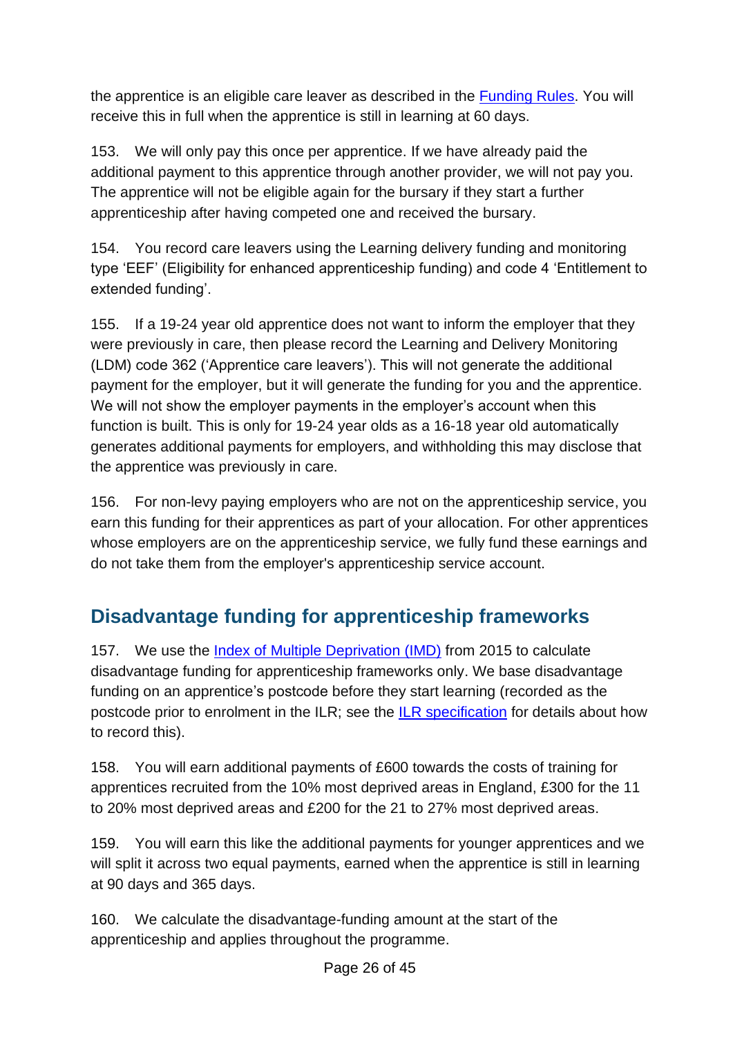the apprentice is an eligible care leaver as described in the [Funding Rules](). You will receive this in full when the apprentice is still in learning at 60 days.

153. We will only pay this once per apprentice. If we have already paid the additional payment to this apprentice through another provider, we will not pay you. The apprentice will not be eligible again for the bursary if they start a further apprenticeship after having competed one and received the bursary.

154. You record care leavers using the Learning delivery funding and monitoring type 'EEF' (Eligibility for enhanced apprenticeship funding) and code 4 'Entitlement to extended funding'.

155. If a 19-24 year old apprentice does not want to inform the employer that they were previously in care, then please record the Learning and Delivery Monitoring (LDM) code 362 ('Apprentice care leavers'). This will not generate the additional payment for the employer, but it will generate the funding for you and the apprentice. We will not show the employer payments in the employer's account when this function is built. This is only for 19-24 year olds as a 16-18 year old automatically generates additional payments for employers, and withholding this may disclose that the apprentice was previously in care.

156. For non-levy paying employers who are not on the apprenticeship service, you earn this funding for their apprentices as part of your allocation. For other apprentices whose employers are on the apprenticeship service, we fully fund these earnings and do not take them from the employer's apprenticeship service account.

## Disadvantage funding for apprenticeship frameworks

157. We use the [Index of Multiple Deprivation (IMD)]() from 2015 to calculate disadvantage funding for apprenticeship frameworks only. We base disadvantage funding on an apprentice's postcode before they start learning (recorded as the postcode prior to enrolment in the ILR; see the [ILR specification]() for details about how to record this).

158. You will earn additional payments of £600 towards the costs of training for apprentices recruited from the 10% most deprived areas in England, £300 for the 11 to 20% most deprived areas and £200 for the 21 to 27% most deprived areas.

159. You will earn this like the additional payments for younger apprentices and we will split it across two equal payments, earned when the apprentice is still in learning at 90 days and 365 days.

160. We calculate the disadvantage-funding amount at the start of the apprenticeship and applies throughout the programme.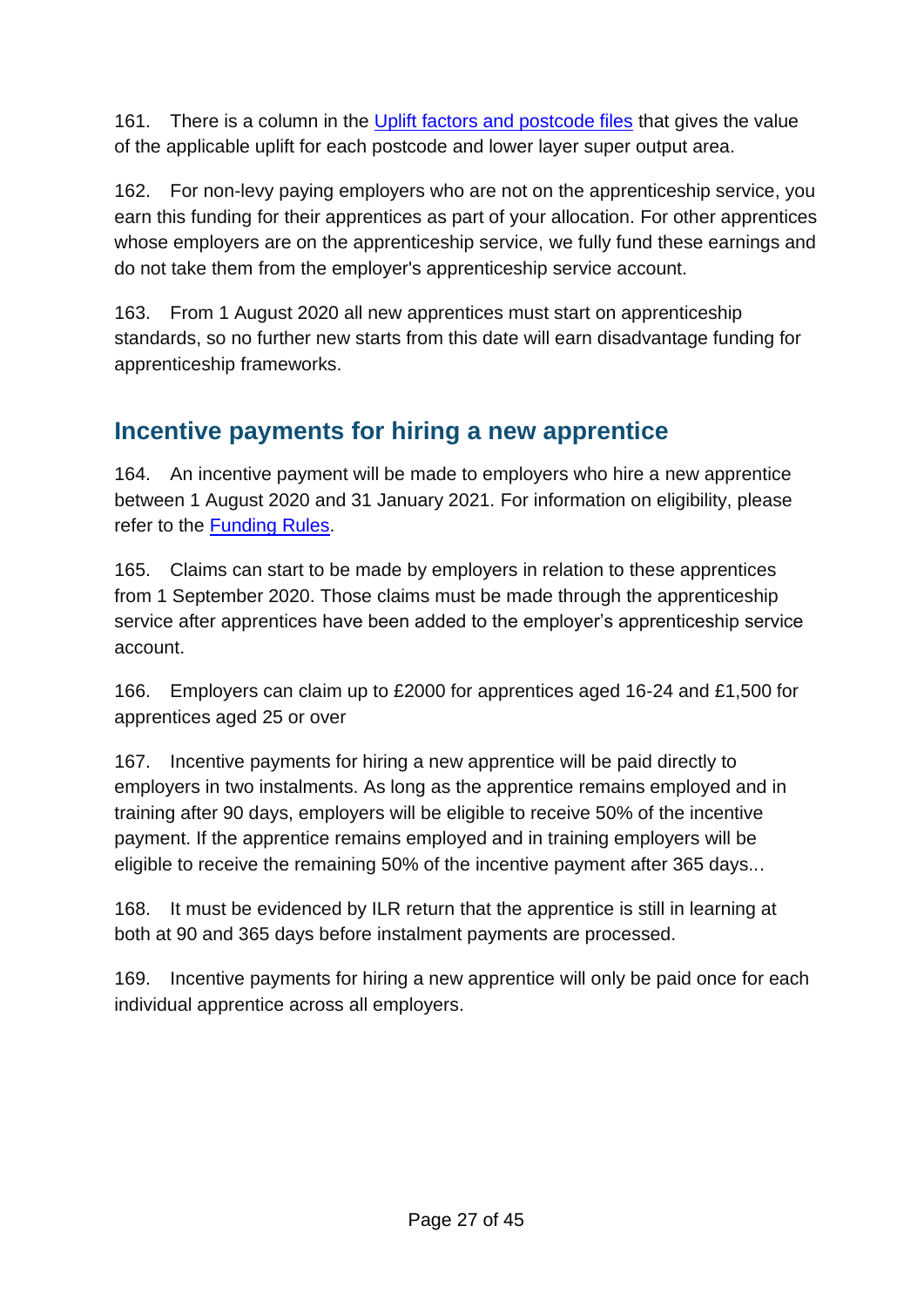161. There is a column in the [Uplift factors and postcode files]() that gives the value of the applicable uplift for each postcode and lower layer super output area.

162. For non-levy paying employers who are not on the apprenticeship service, you earn this funding for their apprentices as part of your allocation. For other apprentices whose employers are on the apprenticeship service, we fully fund these earnings and do not take them from the employer's apprenticeship service account.

163. From 1 August 2020 all new apprentices must start on apprenticeship standards, so no further new starts from this date will earn disadvantage funding for apprenticeship frameworks.

## Incentive payments for hiring a new apprentice

164. An incentive payment will be made to employers who hire a new apprentice between 1 August 2020 and 31 January 2021. For information on eligibility, please refer to the [Funding Rules]().

165. Claims can start to be made by employers in relation to these apprentices from 1 September 2020. Those claims must be made through the apprenticeship service after apprentices have been added to the employer's apprenticeship service account.

166. Employers can claim up to £2000 for apprentices aged 16-24 and £1,500 for apprentices aged 25 or over

167. Incentive payments for hiring a new apprentice will be paid directly to employers in two instalments. As long as the apprentice remains employed and in training after 90 days, employers will be eligible to receive 50% of the incentive payment. If the apprentice remains employed and in training employers will be eligible to receive the remaining 50% of the incentive payment after 365 days...

168. It must be evidenced by ILR return that the apprentice is still in learning at both at 90 and 365 days before instalment payments are processed.

169. Incentive payments for hiring a new apprentice will only be paid once for each individual apprentice across all employers.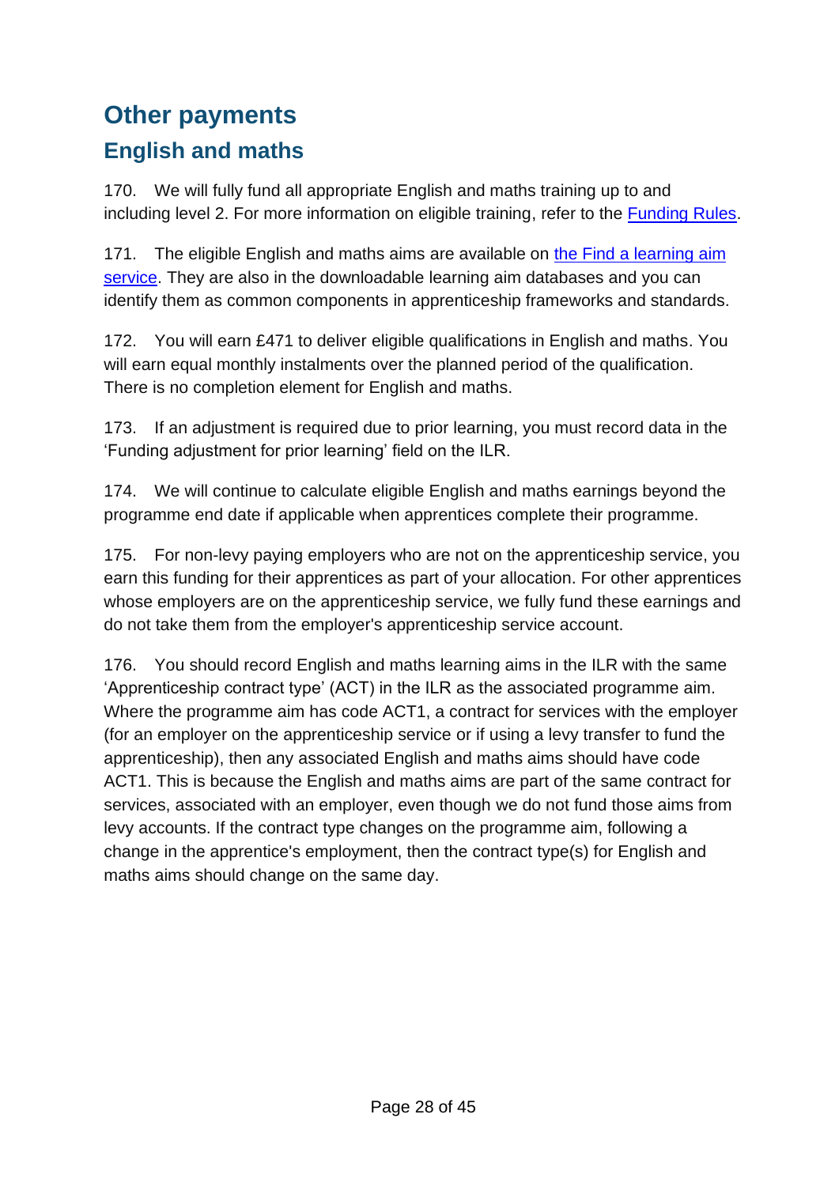# Other payments

## English and maths

170. We will fully fund all appropriate English and maths training up to and including level 2. For more information on eligible training, refer to the [Funding Rules](#).

171. The eligible English and maths aims are available on [the Find a learning aim service](#). They are also in the downloadable learning aim databases and you can identify them as common components in apprenticeship frameworks and standards.

172. You will earn £471 to deliver eligible qualifications in English and maths. You will earn equal monthly instalments over the planned period of the qualification. There is no completion element for English and maths.

173. If an adjustment is required due to prior learning, you must record data in the 'Funding adjustment for prior learning' field on the ILR.

174. We will continue to calculate eligible English and maths earnings beyond the programme end date if applicable when apprentices complete their programme.

175. For non-levy paying employers who are not on the apprenticeship service, you earn this funding for their apprentices as part of your allocation. For other apprentices whose employers are on the apprenticeship service, we fully fund these earnings and do not take them from the employer's apprenticeship service account.

176. You should record English and maths learning aims in the ILR with the same 'Apprenticeship contract type' (ACT) in the ILR as the associated programme aim. Where the programme aim has code ACT1, a contract for services with the employer (for an employer on the apprenticeship service or if using a levy transfer to fund the apprenticeship), then any associated English and maths aims should have code ACT1. This is because the English and maths aims are part of the same contract for services, associated with an employer, even though we do not fund those aims from levy accounts. If the contract type changes on the programme aim, following a change in the apprentice's employment, then the contract type(s) for English and maths aims should change on the same day.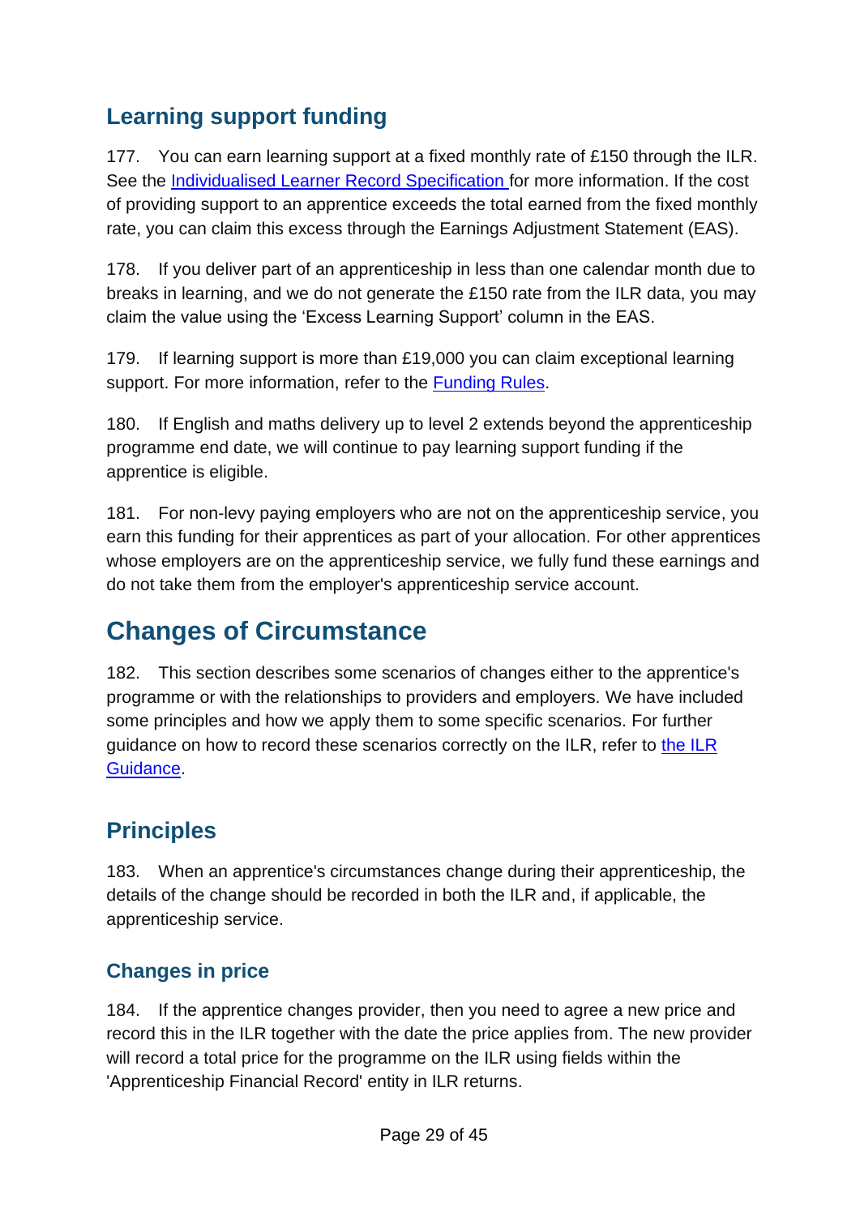## Learning support funding

177. You can earn learning support at a fixed monthly rate of £150 through the ILR. See the [Individualised Learner Record Specification](#) for more information. If the cost of providing support to an apprentice exceeds the total earned from the fixed monthly rate, you can claim this excess through the Earnings Adjustment Statement (EAS).

178. If you deliver part of an apprenticeship in less than one calendar month due to breaks in learning, and we do not generate the £150 rate from the ILR data, you may claim the value using the 'Excess Learning Support' column in the EAS.

179. If learning support is more than £19,000 you can claim exceptional learning support. For more information, refer to the [Funding Rules](#).

180. If English and maths delivery up to level 2 extends beyond the apprenticeship programme end date, we will continue to pay learning support funding if the apprentice is eligible.

181. For non-levy paying employers who are not on the apprenticeship service, you earn this funding for their apprentices as part of your allocation. For other apprentices whose employers are on the apprenticeship service, we fully fund these earnings and do not take them from the employer's apprenticeship service account.

# Changes of Circumstance

182. This section describes some scenarios of changes either to the apprentice's programme or with the relationships to providers and employers. We have included some principles and how we apply them to some specific scenarios. For further guidance on how to record these scenarios correctly on the ILR, refer to [the ILR Guidance](#).

## Principles

183. When an apprentice's circumstances change during their apprenticeship, the details of the change should be recorded in both the ILR and, if applicable, the apprenticeship service.

### Changes in price

184. If the apprentice changes provider, then you need to agree a new price and record this in the ILR together with the date the price applies from. The new provider will record a total price for the programme on the ILR using fields within the 'Apprenticeship Financial Record' entity in ILR returns.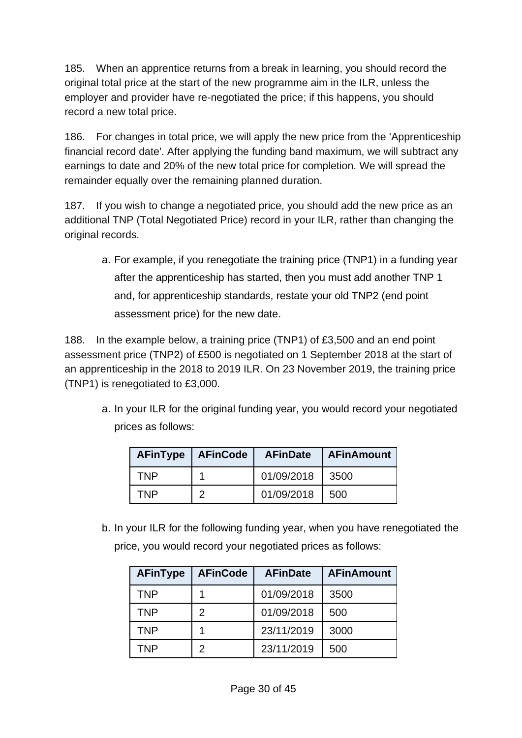185. When an apprentice returns from a break in learning, you should record the original total price at the start of the new programme aim in the ILR, unless the employer and provider have re-negotiated the price; if this happens, you should record a new total price.

186. For changes in total price, we will apply the new price from the 'Apprenticeship financial record date'. After applying the funding band maximum, we will subtract any earnings to date and 20% of the new total price for completion. We will spread the remainder equally over the remaining planned duration.

187. If you wish to change a negotiated price, you should add the new price as an additional TNP (Total Negotiated Price) record in your ILR, rather than changing the original records.

a. For example, if you renegotiate the training price (TNP1) in a funding year after the apprenticeship has started, then you must add another TNP 1 and, for apprenticeship standards, restate your old TNP2 (end point assessment price) for the new date.

188. In the example below, a training price (TNP1) of £3,500 and an end point assessment price (TNP2) of £500 is negotiated on 1 September 2018 at the start of an apprenticeship in the 2018 to 2019 ILR. On 23 November 2019, the training price (TNP1) is renegotiated to £3,000.

a. In your ILR for the original funding year, you would record your negotiated prices as follows:

| AFinType | AFinCode | AFinDate | AFinAmount |
|---|---|---|---|
| TNP | 1 | 01/09/2018 | 3500 |
| TNP | 2 | 01/09/2018 | 500 |

b. In your ILR for the following funding year, when you have renegotiated the price, you would record your negotiated prices as follows:

| AFinType | AFinCode | AFinDate | AFinAmount |
|---|---|---|---|
| TNP | 1 | 01/09/2018 | 3500 |
| TNP | 2 | 01/09/2018 | 500 |
| TNP | 1 | 23/11/2019 | 3000 |
| TNP | 2 | 23/11/2019 | 500 |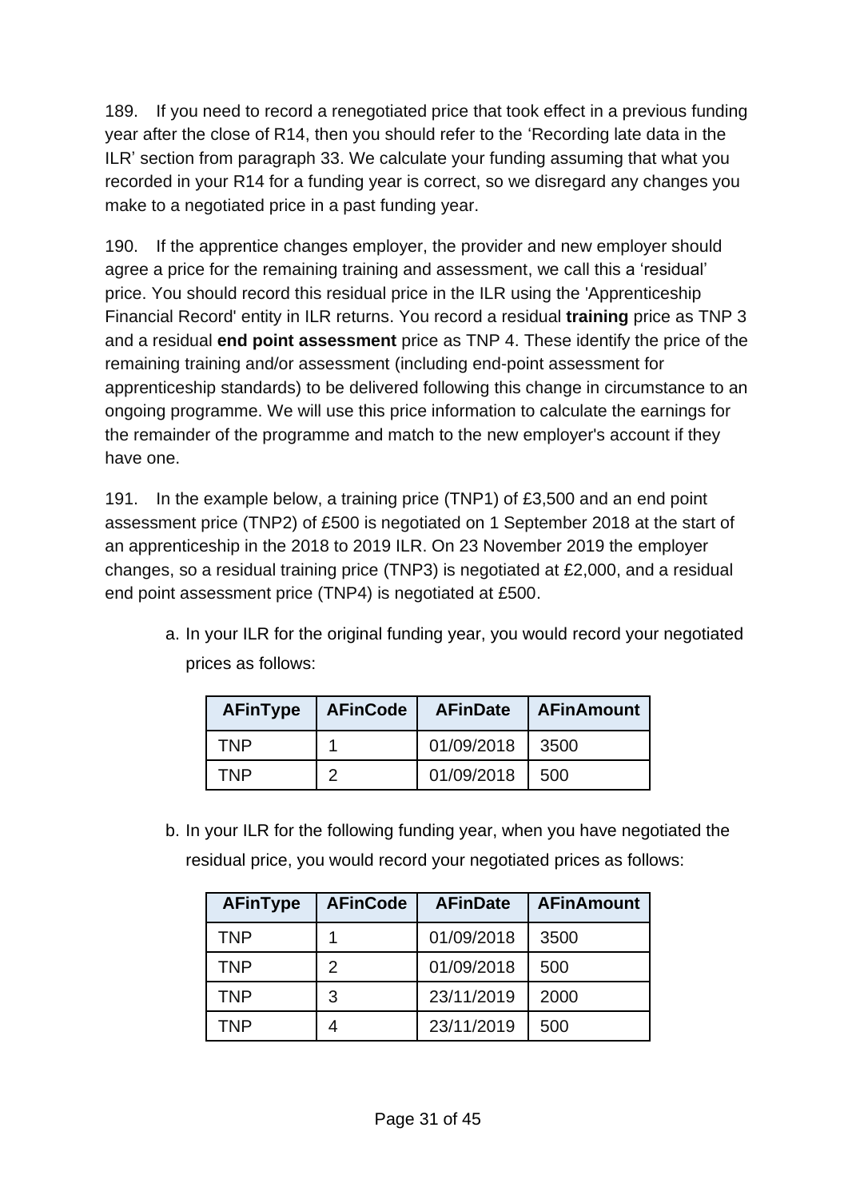189. If you need to record a renegotiated price that took effect in a previous funding year after the close of R14, then you should refer to the 'Recording late data in the ILR' section from paragraph 33. We calculate your funding assuming that what you recorded in your R14 for a funding year is correct, so we disregard any changes you make to a negotiated price in a past funding year.

190. If the apprentice changes employer, the provider and new employer should agree a price for the remaining training and assessment, we call this a 'residual' price. You should record this residual price in the ILR using the 'Apprenticeship Financial Record' entity in ILR returns. You record a residual **training** price as TNP 3 and a residual **end point assessment** price as TNP 4. These identify the price of the remaining training and/or assessment (including end-point assessment for apprenticeship standards) to be delivered following this change in circumstance to an ongoing programme. We will use this price information to calculate the earnings for the remainder of the programme and match to the new employer's account if they have one.

191. In the example below, a training price (TNP1) of £3,500 and an end point assessment price (TNP2) of £500 is negotiated on 1 September 2018 at the start of an apprenticeship in the 2018 to 2019 ILR. On 23 November 2019 the employer changes, so a residual training price (TNP3) is negotiated at £2,000, and a residual end point assessment price (TNP4) is negotiated at £500.

a. In your ILR for the original funding year, you would record your negotiated prices as follows:

| AFinType | AFinCode | AFinDate | AFinAmount |
|---|---|---|---|
| TNP | 1 | 01/09/2018 | 3500 |
| TNP | 2 | 01/09/2018 | 500 |

b. In your ILR for the following funding year, when you have negotiated the residual price, you would record your negotiated prices as follows:

| AFinType | AFinCode | AFinDate | AFinAmount |
|---|---|---|---|
| TNP | 1 | 01/09/2018 | 3500 |
| TNP | 2 | 01/09/2018 | 500 |
| TNP | 3 | 23/11/2019 | 2000 |
| TNP | 4 | 23/11/2019 | 500 |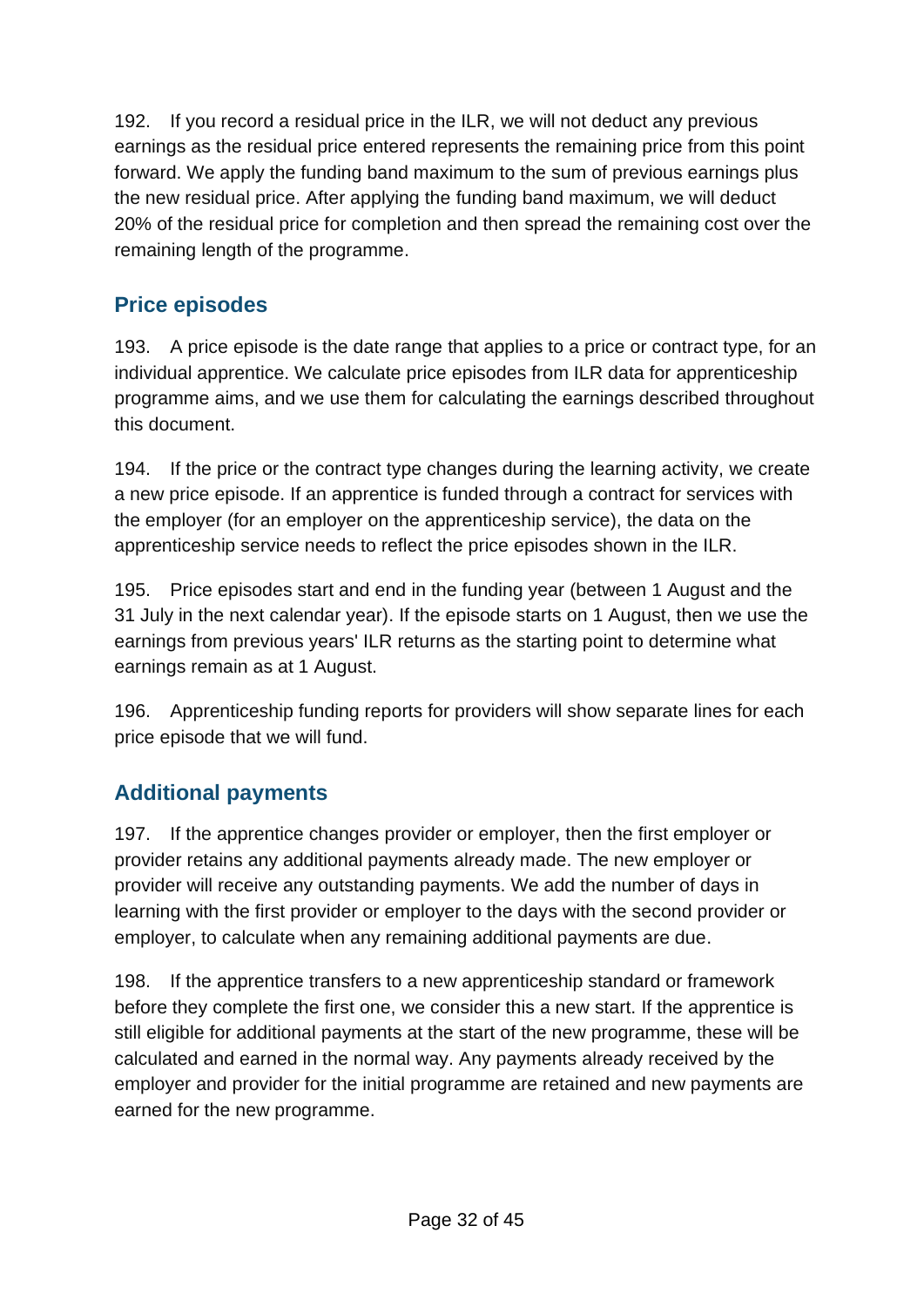192. If you record a residual price in the ILR, we will not deduct any previous earnings as the residual price entered represents the remaining price from this point forward. We apply the funding band maximum to the sum of previous earnings plus the new residual price. After applying the funding band maximum, we will deduct 20% of the residual price for completion and then spread the remaining cost over the remaining length of the programme.

## Price episodes

193. A price episode is the date range that applies to a price or contract type, for an individual apprentice. We calculate price episodes from ILR data for apprenticeship programme aims, and we use them for calculating the earnings described throughout this document.

194. If the price or the contract type changes during the learning activity, we create a new price episode. If an apprentice is funded through a contract for services with the employer (for an employer on the apprenticeship service), the data on the apprenticeship service needs to reflect the price episodes shown in the ILR.

195. Price episodes start and end in the funding year (between 1 August and the 31 July in the next calendar year). If the episode starts on 1 August, then we use the earnings from previous years' ILR returns as the starting point to determine what earnings remain as at 1 August.

196. Apprenticeship funding reports for providers will show separate lines for each price episode that we will fund.

## Additional payments

197. If the apprentice changes provider or employer, then the first employer or provider retains any additional payments already made. The new employer or provider will receive any outstanding payments. We add the number of days in learning with the first provider or employer to the days with the second provider or employer, to calculate when any remaining additional payments are due.

198. If the apprentice transfers to a new apprenticeship standard or framework before they complete the first one, we consider this a new start. If the apprentice is still eligible for additional payments at the start of the new programme, these will be calculated and earned in the normal way. Any payments already received by the employer and provider for the initial programme are retained and new payments are earned for the new programme.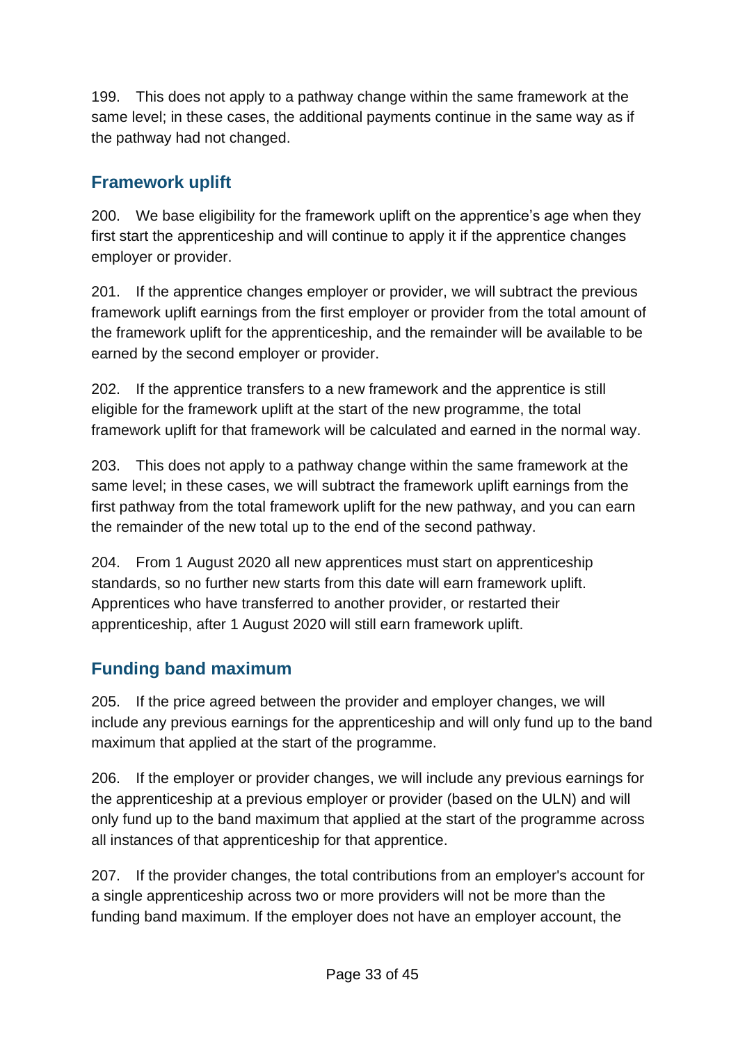199. This does not apply to a pathway change within the same framework at the same level; in these cases, the additional payments continue in the same way as if the pathway had not changed.

## Framework uplift

200. We base eligibility for the framework uplift on the apprentice's age when they first start the apprenticeship and will continue to apply it if the apprentice changes employer or provider.

201. If the apprentice changes employer or provider, we will subtract the previous framework uplift earnings from the first employer or provider from the total amount of the framework uplift for the apprenticeship, and the remainder will be available to be earned by the second employer or provider.

202. If the apprentice transfers to a new framework and the apprentice is still eligible for the framework uplift at the start of the new programme, the total framework uplift for that framework will be calculated and earned in the normal way.

203. This does not apply to a pathway change within the same framework at the same level; in these cases, we will subtract the framework uplift earnings from the first pathway from the total framework uplift for the new pathway, and you can earn the remainder of the new total up to the end of the second pathway.

204. From 1 August 2020 all new apprentices must start on apprenticeship standards, so no further new starts from this date will earn framework uplift. Apprentices who have transferred to another provider, or restarted their apprenticeship, after 1 August 2020 will still earn framework uplift.

## Funding band maximum

205. If the price agreed between the provider and employer changes, we will include any previous earnings for the apprenticeship and will only fund up to the band maximum that applied at the start of the programme.

206. If the employer or provider changes, we will include any previous earnings for the apprenticeship at a previous employer or provider (based on the ULN) and will only fund up to the band maximum that applied at the start of the programme across all instances of that apprenticeship for that apprentice.

207. If the provider changes, the total contributions from an employer's account for a single apprenticeship across two or more providers will not be more than the funding band maximum. If the employer does not have an employer account, the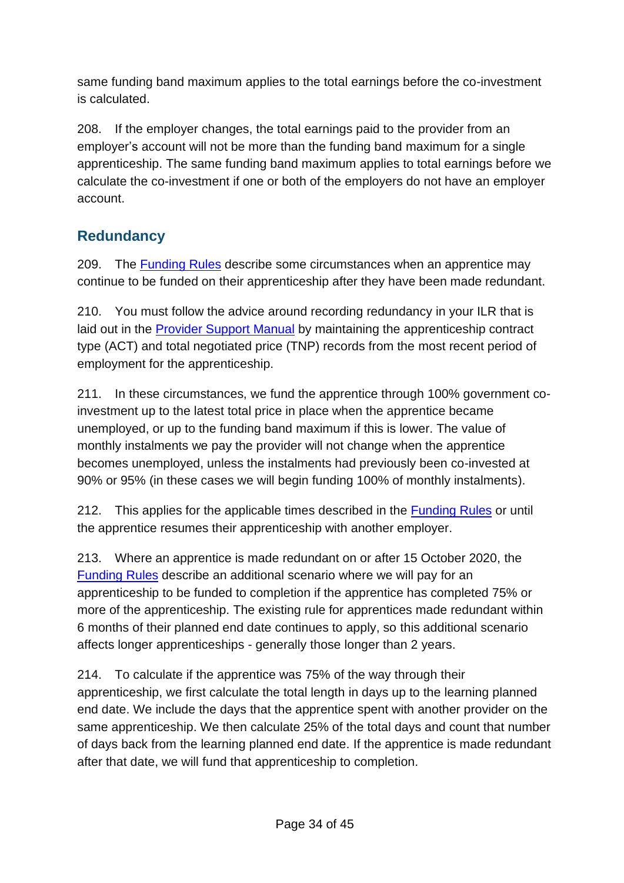same funding band maximum applies to the total earnings before the co-investment is calculated.

208. If the employer changes, the total earnings paid to the provider from an employer's account will not be more than the funding band maximum for a single apprenticeship. The same funding band maximum applies to total earnings before we calculate the co-investment if one or both of the employers do not have an employer account.

## Redundancy

209. The [Funding Rules] describe some circumstances when an apprentice may continue to be funded on their apprenticeship after they have been made redundant.

210. You must follow the advice around recording redundancy in your ILR that is laid out in the [Provider Support Manual] by maintaining the apprenticeship contract type (ACT) and total negotiated price (TNP) records from the most recent period of employment for the apprenticeship.

211. In these circumstances, we fund the apprentice through 100% government co-investment up to the latest total price in place when the apprentice became unemployed, or up to the funding band maximum if this is lower. The value of monthly instalments we pay the provider will not change when the apprentice becomes unemployed, unless the instalments had previously been co-invested at 90% or 95% (in these cases we will begin funding 100% of monthly instalments).

212. This applies for the applicable times described in the [Funding Rules] or until the apprentice resumes their apprenticeship with another employer.

213. Where an apprentice is made redundant on or after 15 October 2020, the [Funding Rules] describe an additional scenario where we will pay for an apprenticeship to be funded to completion if the apprentice has completed 75% or more of the apprenticeship. The existing rule for apprentices made redundant within 6 months of their planned end date continues to apply, so this additional scenario affects longer apprenticeships - generally those longer than 2 years.

214. To calculate if the apprentice was 75% of the way through their apprenticeship, we first calculate the total length in days up to the learning planned end date. We include the days that the apprentice spent with another provider on the same apprenticeship. We then calculate 25% of the total days and count that number of days back from the learning planned end date. If the apprentice is made redundant after that date, we will fund that apprenticeship to completion.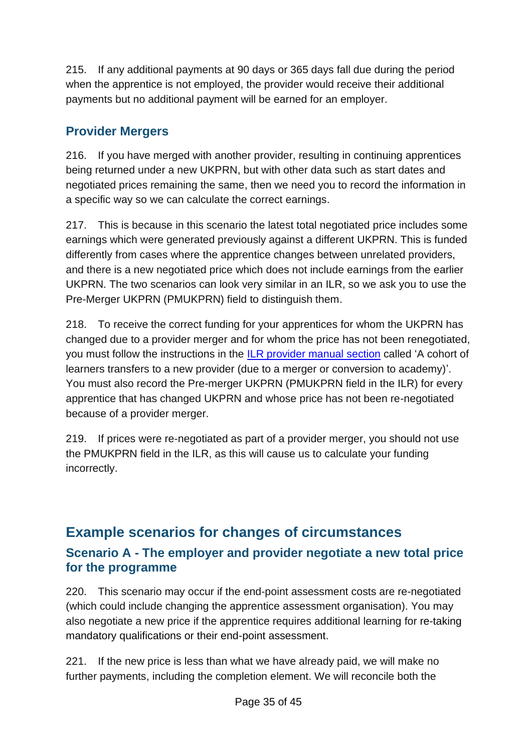215. If any additional payments at 90 days or 365 days fall due during the period when the apprentice is not employed, the provider would receive their additional payments but no additional payment will be earned for an employer.

### Provider Mergers

216. If you have merged with another provider, resulting in continuing apprentices being returned under a new UKPRN, but with other data such as start dates and negotiated prices remaining the same, then we need you to record the information in a specific way so we can calculate the correct earnings.

217. This is because in this scenario the latest total negotiated price includes some earnings which were generated previously against a different UKPRN. This is funded differently from cases where the apprentice changes between unrelated providers, and there is a new negotiated price which does not include earnings from the earlier UKPRN. The two scenarios can look very similar in an ILR, so we ask you to use the Pre-Merger UKPRN (PMUKPRN) field to distinguish them.

218. To receive the correct funding for your apprentices for whom the UKPRN has changed due to a provider merger and for whom the price has not been renegotiated, you must follow the instructions in the [ILR provider manual section]() called 'A cohort of learners transfers to a new provider (due to a merger or conversion to academy)'. You must also record the Pre-merger UKPRN (PMUKPRN field in the ILR) for every apprentice that has changed UKPRN and whose price has not been re-negotiated because of a provider merger.

219. If prices were re-negotiated as part of a provider merger, you should not use the PMUKPRN field in the ILR, as this will cause us to calculate your funding incorrectly.

## Example scenarios for changes of circumstances

### Scenario A - The employer and provider negotiate a new total price for the programme

220. This scenario may occur if the end-point assessment costs are re-negotiated (which could include changing the apprentice assessment organisation). You may also negotiate a new price if the apprentice requires additional learning for re-taking mandatory qualifications or their end-point assessment.

221. If the new price is less than what we have already paid, we will make no further payments, including the completion element. We will reconcile both the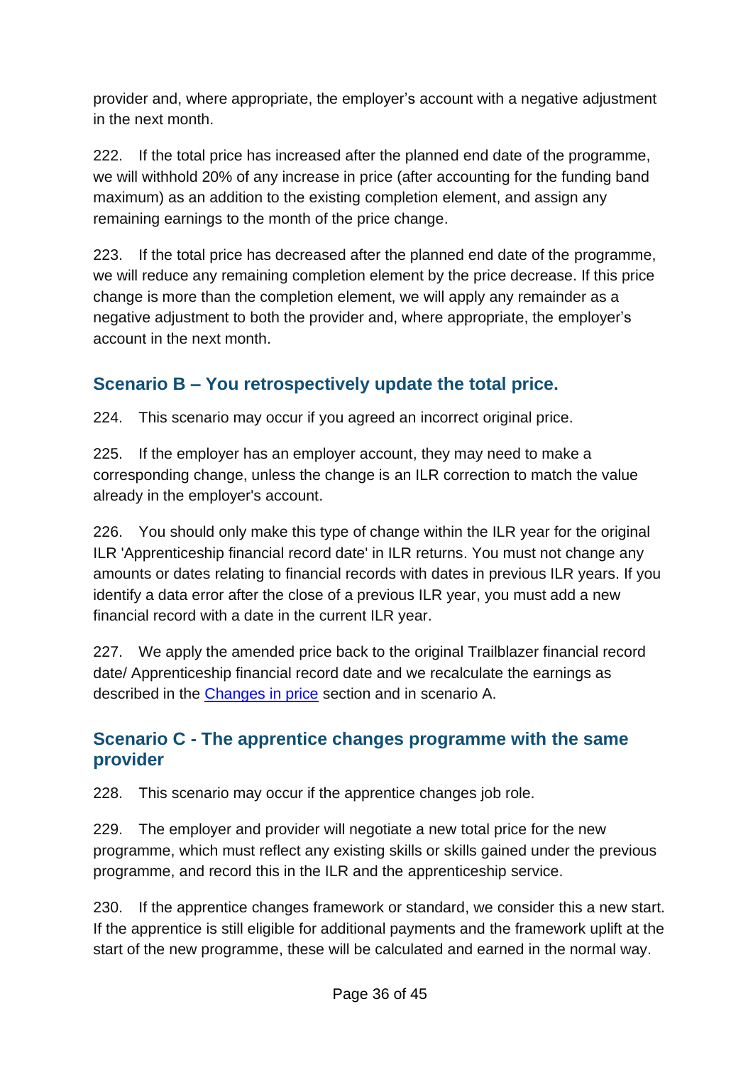provider and, where appropriate, the employer's account with a negative adjustment in the next month.

222. If the total price has increased after the planned end date of the programme, we will withhold 20% of any increase in price (after accounting for the funding band maximum) as an addition to the existing completion element, and assign any remaining earnings to the month of the price change.

223. If the total price has decreased after the planned end date of the programme, we will reduce any remaining completion element by the price decrease. If this price change is more than the completion element, we will apply any remainder as a negative adjustment to both the provider and, where appropriate, the employer's account in the next month.

### Scenario B – You retrospectively update the total price.

224. This scenario may occur if you agreed an incorrect original price.

225. If the employer has an employer account, they may need to make a corresponding change, unless the change is an ILR correction to match the value already in the employer's account.

226. You should only make this type of change within the ILR year for the original ILR 'Apprenticeship financial record date' in ILR returns. You must not change any amounts or dates relating to financial records with dates in previous ILR years. If you identify a data error after the close of a previous ILR year, you must add a new financial record with a date in the current ILR year.

227. We apply the amended price back to the original Trailblazer financial record date/ Apprenticeship financial record date and we recalculate the earnings as described in the Changes in price section and in scenario A.

### Scenario C - The apprentice changes programme with the same provider

228. This scenario may occur if the apprentice changes job role.

229. The employer and provider will negotiate a new total price for the new programme, which must reflect any existing skills or skills gained under the previous programme, and record this in the ILR and the apprenticeship service.

230. If the apprentice changes framework or standard, we consider this a new start. If the apprentice is still eligible for additional payments and the framework uplift at the start of the new programme, these will be calculated and earned in the normal way.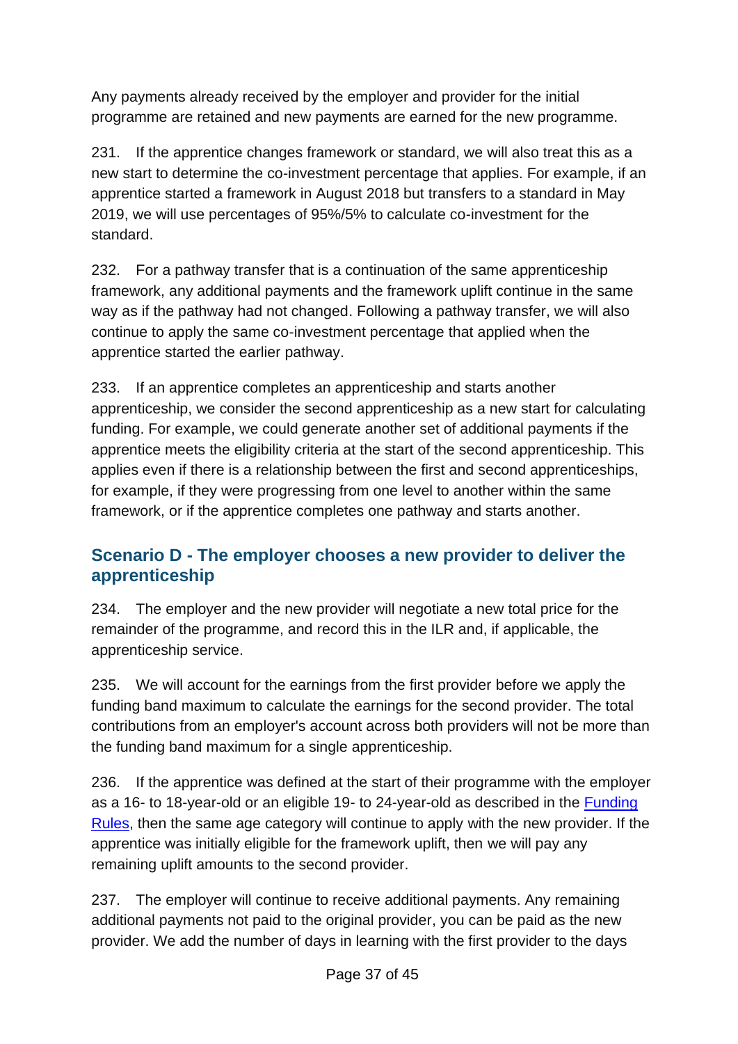Any payments already received by the employer and provider for the initial programme are retained and new payments are earned for the new programme.

231. If the apprentice changes framework or standard, we will also treat this as a new start to determine the co-investment percentage that applies. For example, if an apprentice started a framework in August 2018 but transfers to a standard in May 2019, we will use percentages of 95%/5% to calculate co-investment for the standard.

232. For a pathway transfer that is a continuation of the same apprenticeship framework, any additional payments and the framework uplift continue in the same way as if the pathway had not changed. Following a pathway transfer, we will also continue to apply the same co-investment percentage that applied when the apprentice started the earlier pathway.

233. If an apprentice completes an apprenticeship and starts another apprenticeship, we consider the second apprenticeship as a new start for calculating funding. For example, we could generate another set of additional payments if the apprentice meets the eligibility criteria at the start of the second apprenticeship. This applies even if there is a relationship between the first and second apprenticeships, for example, if they were progressing from one level to another within the same framework, or if the apprentice completes one pathway and starts another.

## Scenario D - The employer chooses a new provider to deliver the apprenticeship

234. The employer and the new provider will negotiate a new total price for the remainder of the programme, and record this in the ILR and, if applicable, the apprenticeship service.

235. We will account for the earnings from the first provider before we apply the funding band maximum to calculate the earnings for the second provider. The total contributions from an employer's account across both providers will not be more than the funding band maximum for a single apprenticeship.

236. If the apprentice was defined at the start of their programme with the employer as a 16- to 18-year-old or an eligible 19- to 24-year-old as described in the [Funding Rules](), then the same age category will continue to apply with the new provider. If the apprentice was initially eligible for the framework uplift, then we will pay any remaining uplift amounts to the second provider.

237. The employer will continue to receive additional payments. Any remaining additional payments not paid to the original provider, you can be paid as the new provider. We add the number of days in learning with the first provider to the days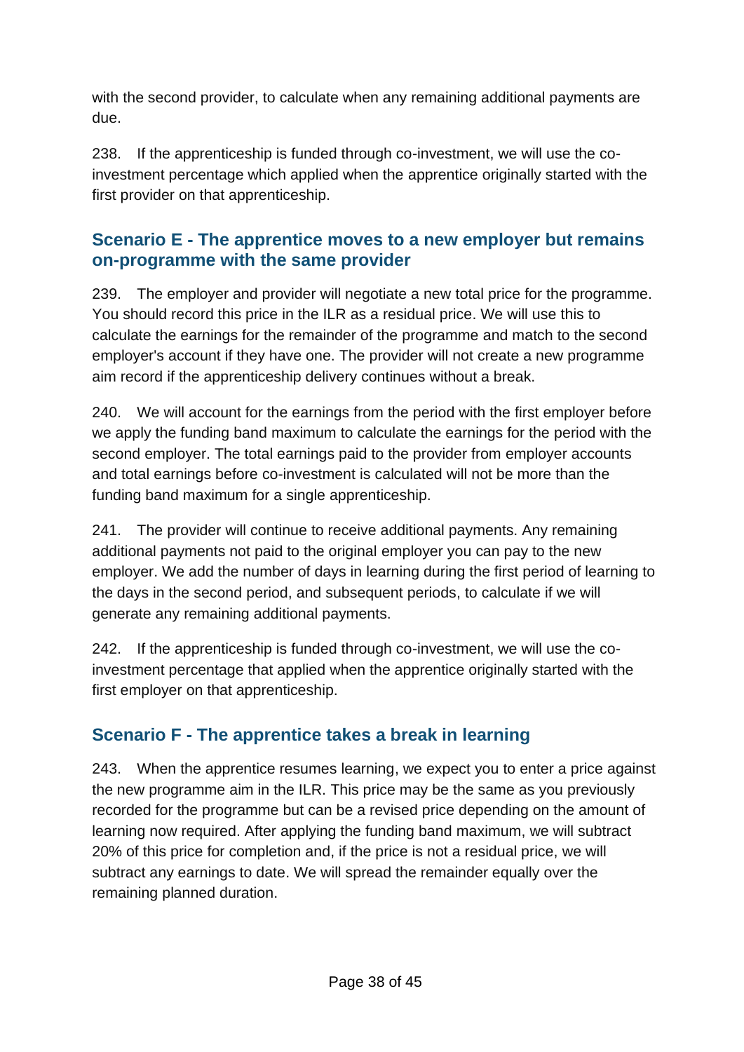with the second provider, to calculate when any remaining additional payments are due.

238. If the apprenticeship is funded through co-investment, we will use the co-investment percentage which applied when the apprentice originally started with the first provider on that apprenticeship.

### Scenario E - The apprentice moves to a new employer but remains on-programme with the same provider

239. The employer and provider will negotiate a new total price for the programme. You should record this price in the ILR as a residual price. We will use this to calculate the earnings for the remainder of the programme and match to the second employer's account if they have one. The provider will not create a new programme aim record if the apprenticeship delivery continues without a break.

240. We will account for the earnings from the period with the first employer before we apply the funding band maximum to calculate the earnings for the period with the second employer. The total earnings paid to the provider from employer accounts and total earnings before co-investment is calculated will not be more than the funding band maximum for a single apprenticeship.

241. The provider will continue to receive additional payments. Any remaining additional payments not paid to the original employer you can pay to the new employer. We add the number of days in learning during the first period of learning to the days in the second period, and subsequent periods, to calculate if we will generate any remaining additional payments.

242. If the apprenticeship is funded through co-investment, we will use the co-investment percentage that applied when the apprentice originally started with the first employer on that apprenticeship.

### Scenario F - The apprentice takes a break in learning

243. When the apprentice resumes learning, we expect you to enter a price against the new programme aim in the ILR. This price may be the same as you previously recorded for the programme but can be a revised price depending on the amount of learning now required. After applying the funding band maximum, we will subtract 20% of this price for completion and, if the price is not a residual price, we will subtract any earnings to date. We will spread the remainder equally over the remaining planned duration.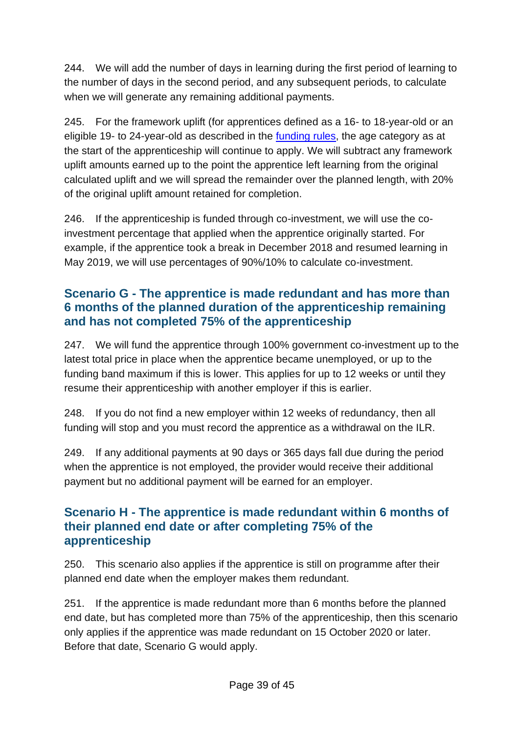244. We will add the number of days in learning during the first period of learning to the number of days in the second period, and any subsequent periods, to calculate when we will generate any remaining additional payments.

245. For the framework uplift (for apprentices defined as a 16- to 18-year-old or an eligible 19- to 24-year-old as described in the funding rules, the age category as at the start of the apprenticeship will continue to apply. We will subtract any framework uplift amounts earned up to the point the apprentice left learning from the original calculated uplift and we will spread the remainder over the planned length, with 20% of the original uplift amount retained for completion.

246. If the apprenticeship is funded through co-investment, we will use the co-investment percentage that applied when the apprentice originally started. For example, if the apprentice took a break in December 2018 and resumed learning in May 2019, we will use percentages of 90%/10% to calculate co-investment.

### Scenario G - The apprentice is made redundant and has more than 6 months of the planned duration of the apprenticeship remaining and has not completed 75% of the apprenticeship

247. We will fund the apprentice through 100% government co-investment up to the latest total price in place when the apprentice became unemployed, or up to the funding band maximum if this is lower. This applies for up to 12 weeks or until they resume their apprenticeship with another employer if this is earlier.

248. If you do not find a new employer within 12 weeks of redundancy, then all funding will stop and you must record the apprentice as a withdrawal on the ILR.

249. If any additional payments at 90 days or 365 days fall due during the period when the apprentice is not employed, the provider would receive their additional payment but no additional payment will be earned for an employer.

### Scenario H - The apprentice is made redundant within 6 months of their planned end date or after completing 75% of the apprenticeship

250. This scenario also applies if the apprentice is still on programme after their planned end date when the employer makes them redundant.

251. If the apprentice is made redundant more than 6 months before the planned end date, but has completed more than 75% of the apprenticeship, then this scenario only applies if the apprentice was made redundant on 15 October 2020 or later. Before that date, Scenario G would apply.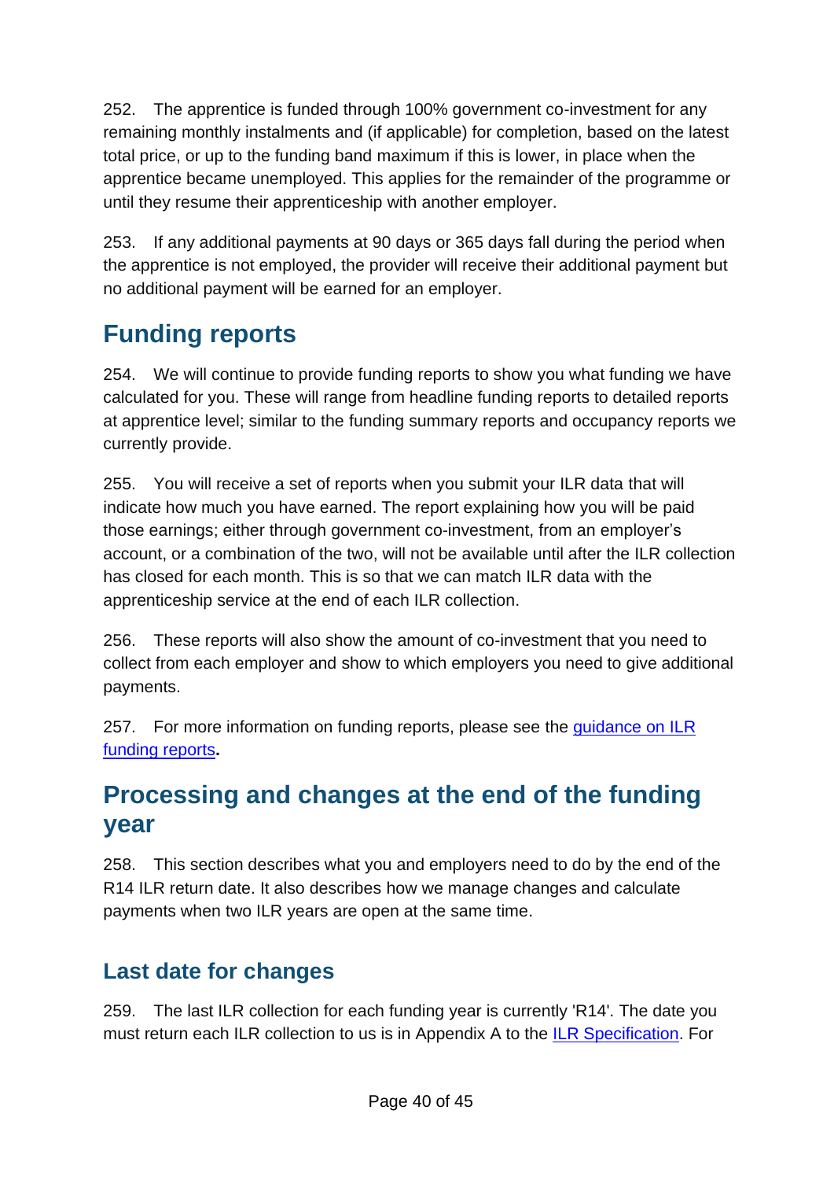252. The apprentice is funded through 100% government co-investment for any remaining monthly instalments and (if applicable) for completion, based on the latest total price, or up to the funding band maximum if this is lower, in place when the apprentice became unemployed. This applies for the remainder of the programme or until they resume their apprenticeship with another employer.

253. If any additional payments at 90 days or 365 days fall during the period when the apprentice is not employed, the provider will receive their additional payment but no additional payment will be earned for an employer.

## Funding reports

254. We will continue to provide funding reports to show you what funding we have calculated for you. These will range from headline funding reports to detailed reports at apprentice level; similar to the funding summary reports and occupancy reports we currently provide.

255. You will receive a set of reports when you submit your ILR data that will indicate how much you have earned. The report explaining how you will be paid those earnings; either through government co-investment, from an employer's account, or a combination of the two, will not be available until after the ILR collection has closed for each month. This is so that we can match ILR data with the apprenticeship service at the end of each ILR collection.

256. These reports will also show the amount of co-investment that you need to collect from each employer and show to which employers you need to give additional payments.

257. For more information on funding reports, please see the guidance on ILR funding reports**.**

## Processing and changes at the end of the funding year

258. This section describes what you and employers need to do by the end of the R14 ILR return date. It also describes how we manage changes and calculate payments when two ILR years are open at the same time.

### Last date for changes

259. The last ILR collection for each funding year is currently 'R14'. The date you must return each ILR collection to us is in Appendix A to the ILR Specification. For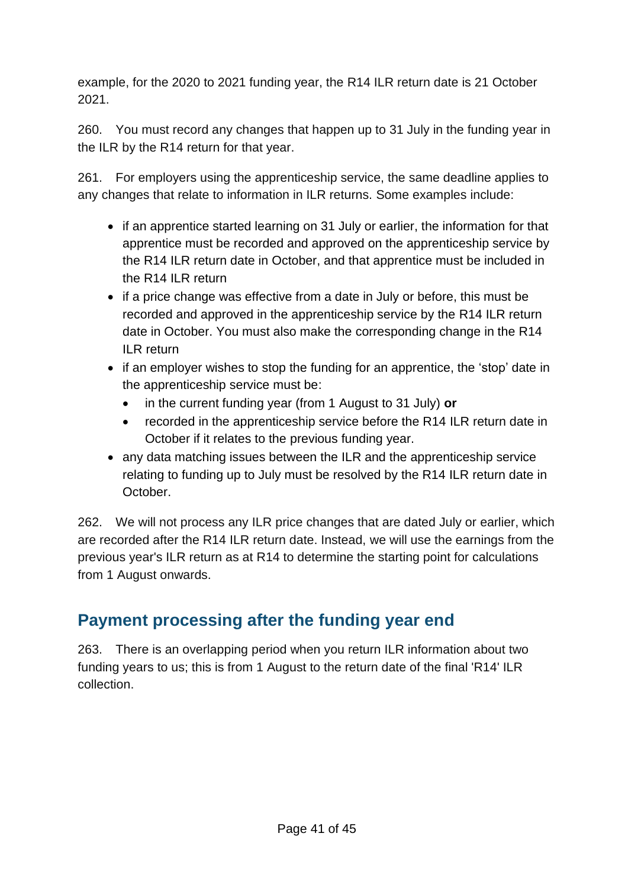example, for the 2020 to 2021 funding year, the R14 ILR return date is 21 October 2021.

260. You must record any changes that happen up to 31 July in the funding year in the ILR by the R14 return for that year.

261. For employers using the apprenticeship service, the same deadline applies to any changes that relate to information in ILR returns. Some examples include:

- if an apprentice started learning on 31 July or earlier, the information for that apprentice must be recorded and approved on the apprenticeship service by the R14 ILR return date in October, and that apprentice must be included in the R14 ILR return
- if a price change was effective from a date in July or before, this must be recorded and approved in the apprenticeship service by the R14 ILR return date in October. You must also make the corresponding change in the R14 ILR return
- if an employer wishes to stop the funding for an apprentice, the 'stop' date in the apprenticeship service must be:
    - in the current funding year (from 1 August to 31 July) **or**
    - recorded in the apprenticeship service before the R14 ILR return date in October if it relates to the previous funding year.
- any data matching issues between the ILR and the apprenticeship service relating to funding up to July must be resolved by the R14 ILR return date in October.

262. We will not process any ILR price changes that are dated July or earlier, which are recorded after the R14 ILR return date. Instead, we will use the earnings from the previous year's ILR return as at R14 to determine the starting point for calculations from 1 August onwards.

## Payment processing after the funding year end

263. There is an overlapping period when you return ILR information about two funding years to us; this is from 1 August to the return date of the final 'R14' ILR collection.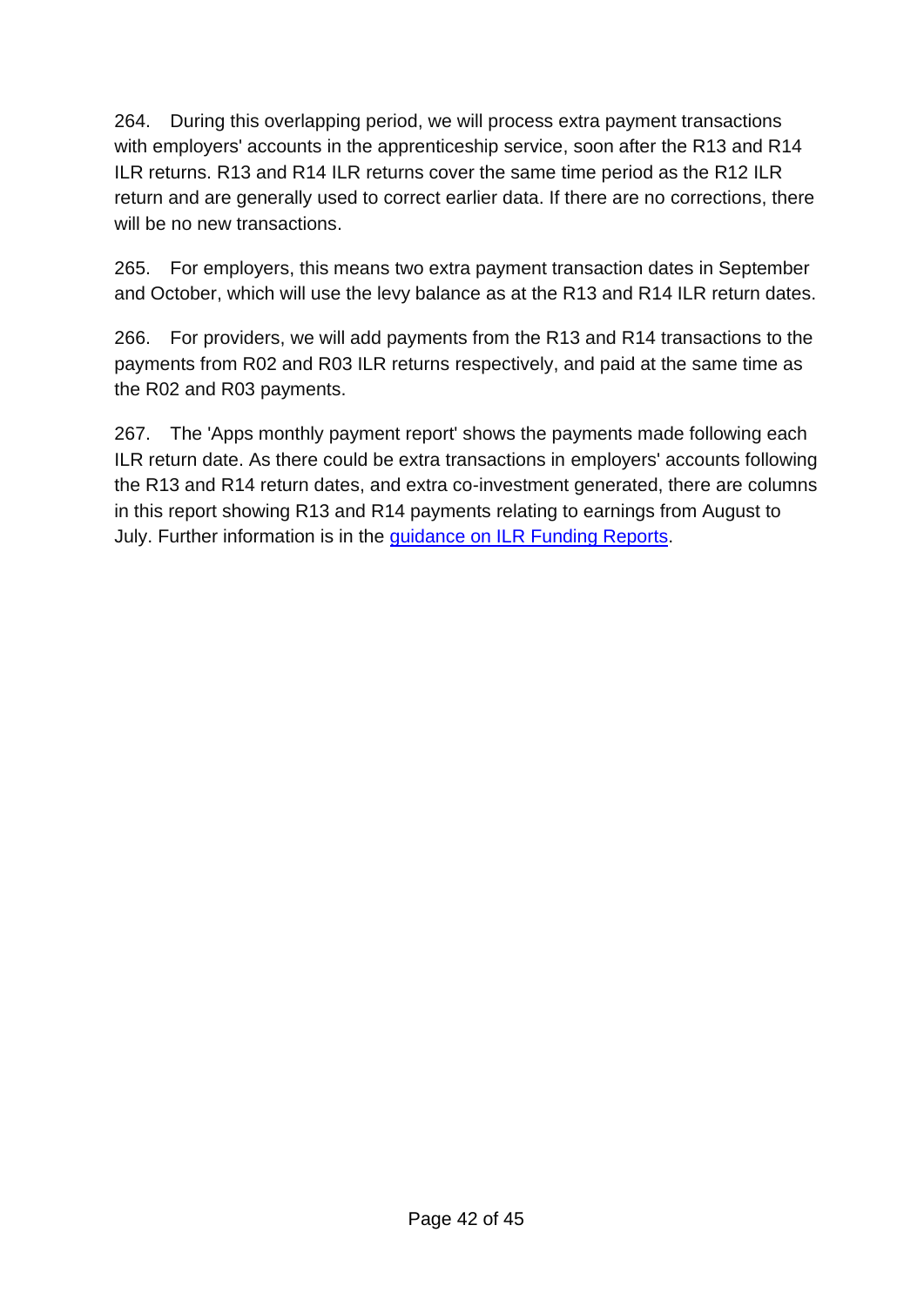264. During this overlapping period, we will process extra payment transactions with employers' accounts in the apprenticeship service, soon after the R13 and R14 ILR returns. R13 and R14 ILR returns cover the same time period as the R12 ILR return and are generally used to correct earlier data. If there are no corrections, there will be no new transactions.

265. For employers, this means two extra payment transaction dates in September and October, which will use the levy balance as at the R13 and R14 ILR return dates.

266. For providers, we will add payments from the R13 and R14 transactions to the payments from R02 and R03 ILR returns respectively, and paid at the same time as the R02 and R03 payments.

267. The 'Apps monthly payment report' shows the payments made following each ILR return date. As there could be extra transactions in employers' accounts following the R13 and R14 return dates, and extra co-investment generated, there are columns in this report showing R13 and R14 payments relating to earnings from August to July. Further information is in the guidance on ILR Funding Reports.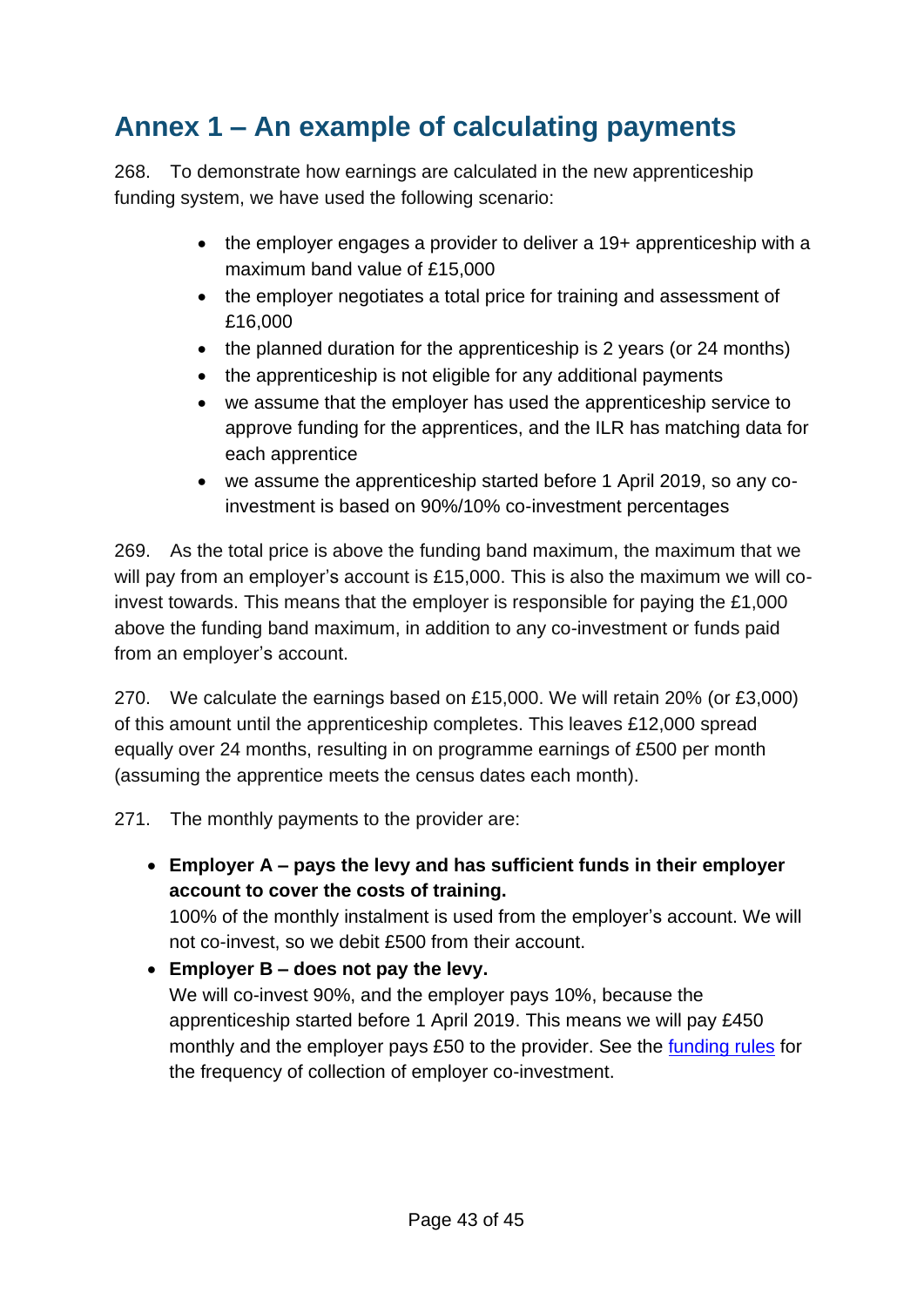# Annex 1 – An example of calculating payments

268. To demonstrate how earnings are calculated in the new apprenticeship funding system, we have used the following scenario:

- the employer engages a provider to deliver a 19+ apprenticeship with a maximum band value of £15,000
- the employer negotiates a total price for training and assessment of £16,000
- the planned duration for the apprenticeship is 2 years (or 24 months)
- the apprenticeship is not eligible for any additional payments
- we assume that the employer has used the apprenticeship service to approve funding for the apprentices, and the ILR has matching data for each apprentice
- we assume the apprenticeship started before 1 April 2019, so any co-investment is based on 90%/10% co-investment percentages

269. As the total price is above the funding band maximum, the maximum that we will pay from an employer's account is £15,000. This is also the maximum we will co-invest towards. This means that the employer is responsible for paying the £1,000 above the funding band maximum, in addition to any co-investment or funds paid from an employer's account.

270. We calculate the earnings based on £15,000. We will retain 20% (or £3,000) of this amount until the apprenticeship completes. This leaves £12,000 spread equally over 24 months, resulting in on programme earnings of £500 per month (assuming the apprentice meets the census dates each month).

271. The monthly payments to the provider are:

- **Employer A – pays the levy and has sufficient funds in their employer account to cover the costs of training.**
  100% of the monthly instalment is used from the employer's account. We will not co-invest, so we debit £500 from their account.
- **Employer B – does not pay the levy.**
  We will co-invest 90%, and the employer pays 10%, because the apprenticeship started before 1 April 2019. This means we will pay £450 monthly and the employer pays £50 to the provider. See the funding rules for the frequency of collection of employer co-investment.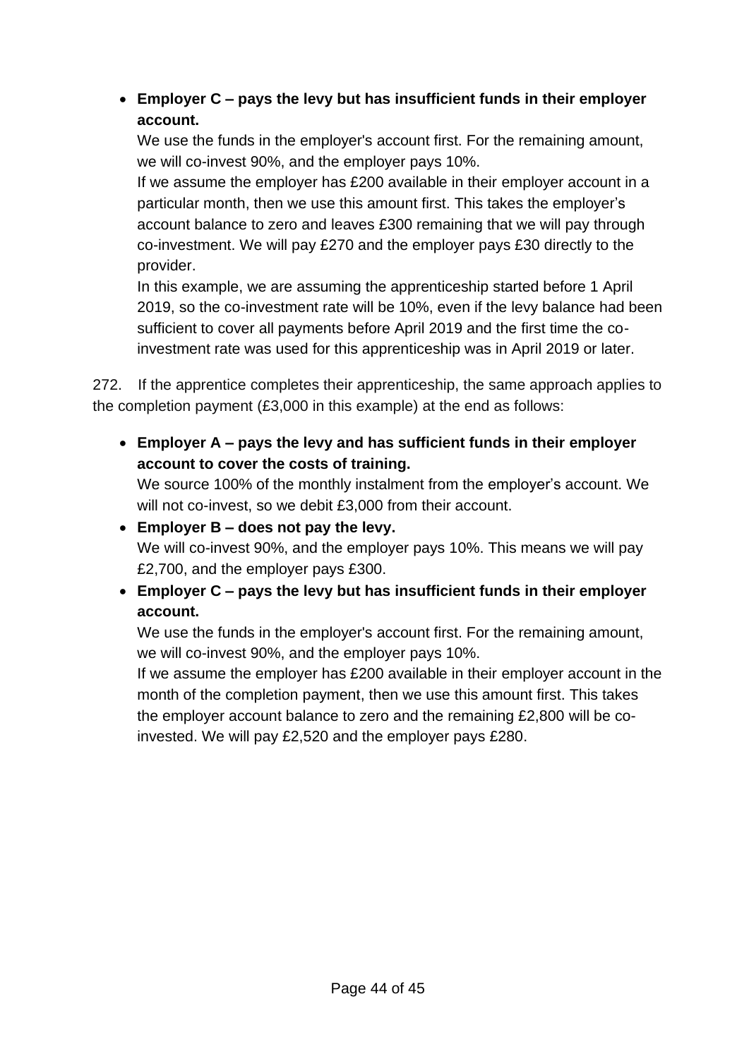- **Employer C – pays the levy but has insufficient funds in their employer account.**
  We use the funds in the employer's account first. For the remaining amount, we will co-invest 90%, and the employer pays 10%.
  If we assume the employer has £200 available in their employer account in a particular month, then we use this amount first. This takes the employer's account balance to zero and leaves £300 remaining that we will pay through co-investment. We will pay £270 and the employer pays £30 directly to the provider.
  In this example, we are assuming the apprenticeship started before 1 April 2019, so the co-investment rate will be 10%, even if the levy balance had been sufficient to cover all payments before April 2019 and the first time the co-investment rate was used for this apprenticeship was in April 2019 or later.

272. If the apprentice completes their apprenticeship, the same approach applies to the completion payment (£3,000 in this example) at the end as follows:

- **Employer A – pays the levy and has sufficient funds in their employer account to cover the costs of training.**
  We source 100% of the monthly instalment from the employer's account. We will not co-invest, so we debit £3,000 from their account.
- **Employer B – does not pay the levy.**
  We will co-invest 90%, and the employer pays 10%. This means we will pay £2,700, and the employer pays £300.
- **Employer C – pays the levy but has insufficient funds in their employer account.**
  We use the funds in the employer's account first. For the remaining amount, we will co-invest 90%, and the employer pays 10%.
  If we assume the employer has £200 available in their employer account in the month of the completion payment, then we use this amount first. This takes the employer account balance to zero and the remaining £2,800 will be co-invested. We will pay £2,520 and the employer pays £280.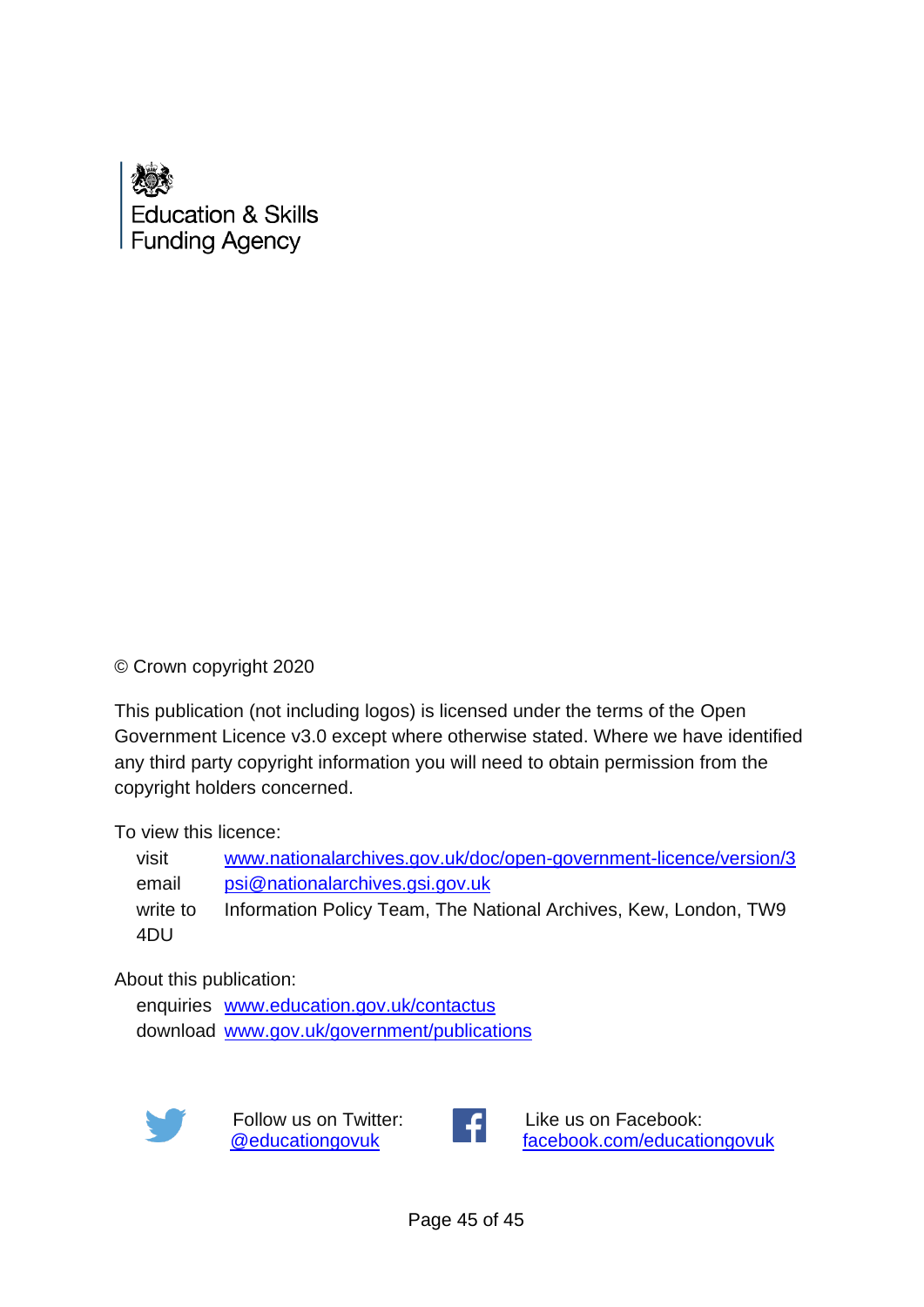Education & Skills
Funding Agency

© Crown copyright 2020

This publication (not including logos) is licensed under the terms of the Open Government Licence v3.0 except where otherwise stated. Where we have identified any third party copyright information you will need to obtain permission from the copyright holders concerned.

To view this licence:

visit www.nationalarchives.gov.uk/doc/open-government-licence/version/3
email psi@nationalarchives.gsi.gov.uk
write to Information Policy Team, The National Archives, Kew, London, TW9 4DU

About this publication:

enquiries www.education.gov.uk/contactus
download www.gov.uk/government/publications

Follow us on Twitter: @educationgovuk

Like us on Facebook: facebook.com/educationgovuk